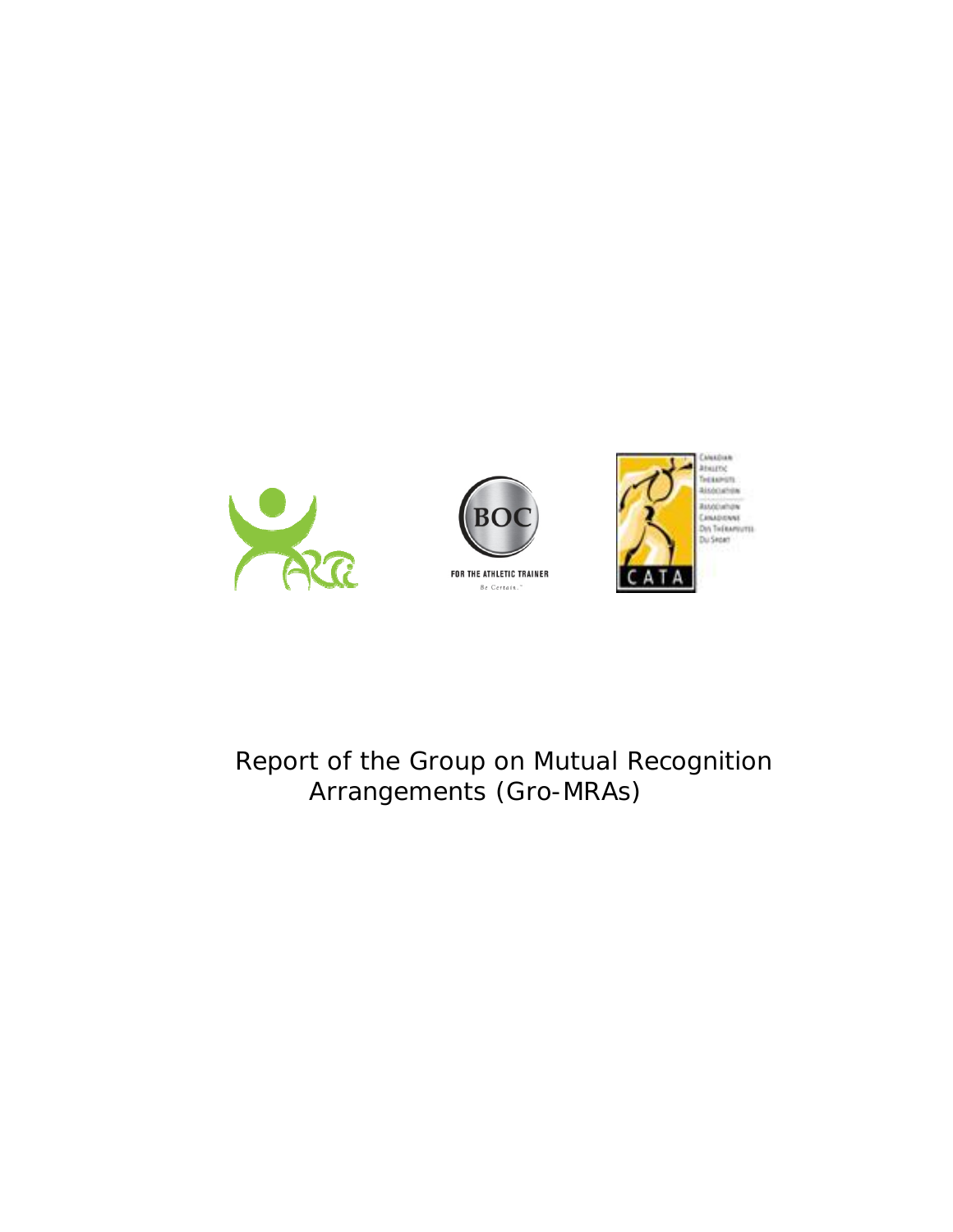FOR THE ATHLETIC TRAINER

Be Certain.™

CANADIAN ATHLETIC THERAPISTS ASSOCIATION

ASSOCIATION CANADIENNE DES THÉRAPEUTES DU SPORT

CATA

# Report of the Group on Mutual Recognition Arrangements (Gro-MRAs)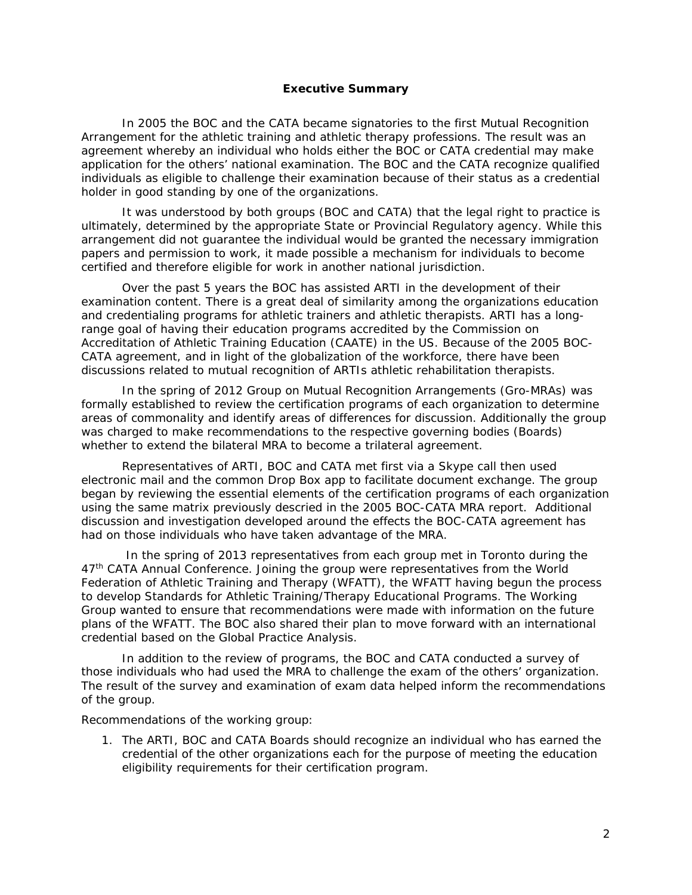**Executive Summary**

In 2005 the BOC and the CATA became signatories to the first Mutual Recognition Arrangement for the athletic training and athletic therapy professions. The result was an agreement whereby an individual who holds either the BOC or CATA credential may make application for the others' national examination. The BOC and the CATA recognize qualified individuals as eligible to challenge their examination because of their status as a credential holder in good standing by one of the organizations.

It was understood by both groups (BOC and CATA) that the legal right to practice is ultimately, determined by the appropriate State or Provincial Regulatory agency. While this arrangement did not guarantee the individual would be granted the necessary immigration papers and permission to work, it made possible a mechanism for individuals to become certified and therefore eligible for work in another national jurisdiction.

Over the past 5 years the BOC has assisted ARTI in the development of their examination content. There is a great deal of similarity among the organizations education and credentialing programs for athletic trainers and athletic therapists. ARTI has a long-range goal of having their education programs accredited by the Commission on Accreditation of Athletic Training Education (CAATE) in the US. Because of the 2005 BOC-CATA agreement, and in light of the globalization of the workforce, there have been discussions related to mutual recognition of ARTIs athletic rehabilitation therapists.

In the spring of 2012 Group on Mutual Recognition Arrangements (Gro-MRAs) was formally established to review the certification programs of each organization to determine areas of commonality and identify areas of differences for discussion. Additionally the group was charged to make recommendations to the respective governing bodies (Boards) whether to extend the bilateral MRA to become a trilateral agreement.

Representatives of ARTI, BOC and CATA met first via a Skype call then used electronic mail and the common Drop Box app to facilitate document exchange. The group began by reviewing the essential elements of the certification programs of each organization using the same matrix previously descried in the 2005 BOC-CATA MRA report. Additional discussion and investigation developed around the effects the BOC-CATA agreement has had on those individuals who have taken advantage of the MRA.

In the spring of 2013 representatives from each group met in Toronto during the 47th CATA Annual Conference. Joining the group were representatives from the World Federation of Athletic Training and Therapy (WFATT), the WFATT having begun the process to develop Standards for Athletic Training/Therapy Educational Programs. The Working Group wanted to ensure that recommendations were made with information on the future plans of the WFATT. The BOC also shared their plan to move forward with an international credential based on the Global Practice Analysis.

In addition to the review of programs, the BOC and CATA conducted a survey of those individuals who had used the MRA to challenge the exam of the others' organization. The result of the survey and examination of exam data helped inform the recommendations of the group.

Recommendations of the working group:

1. The ARTI, BOC and CATA Boards should recognize an individual who has earned the credential of the other organizations each for the purpose of meeting the education eligibility requirements for their certification program.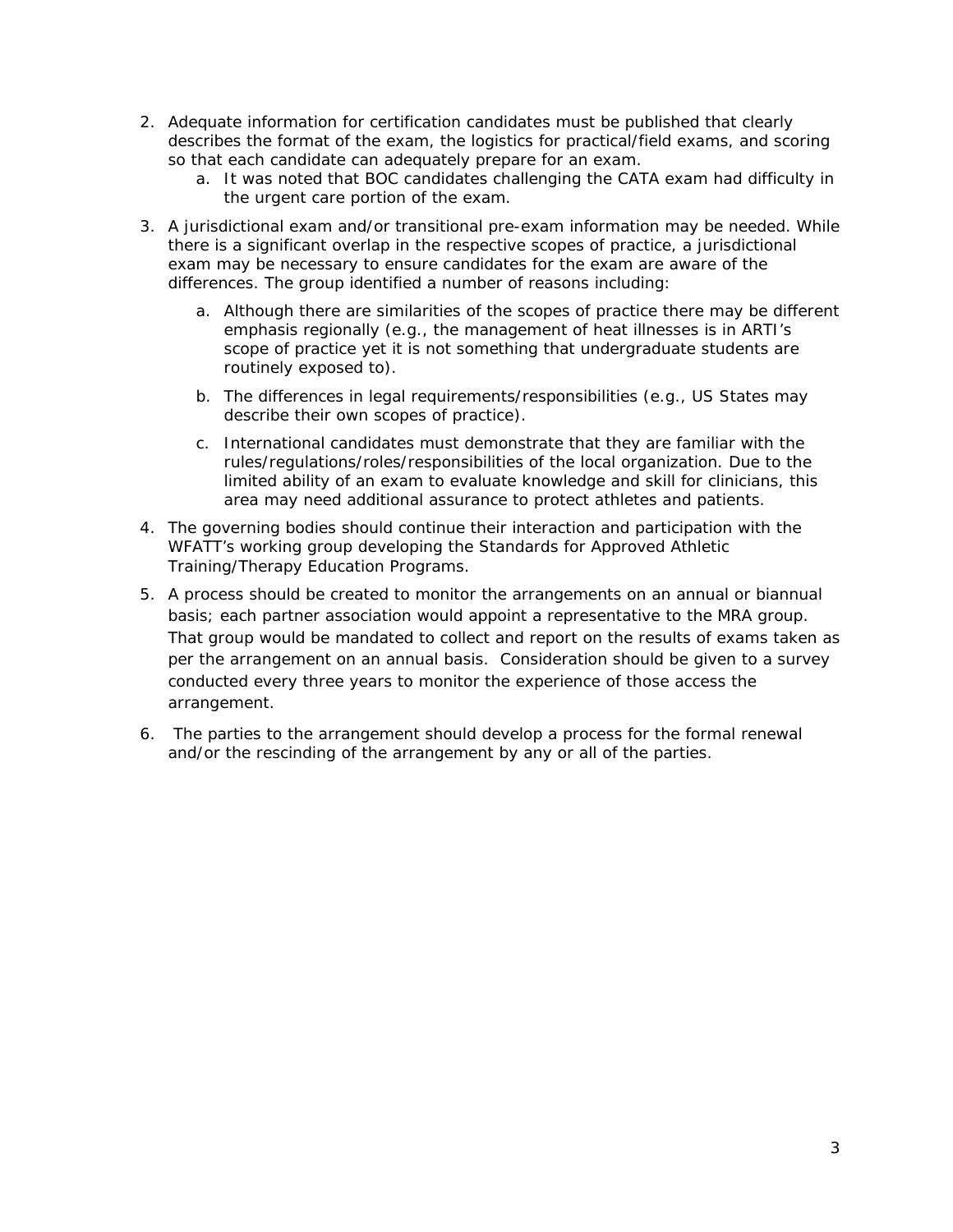2. Adequate information for certification candidates must be published that clearly describes the format of the exam, the logistics for practical/field exams, and scoring so that each candidate can adequately prepare for an exam.
    a. It was noted that BOC candidates challenging the CATA exam had difficulty in the urgent care portion of the exam.

3. A jurisdictional exam and/or transitional pre-exam information may be needed. While there is a significant overlap in the respective scopes of practice, a jurisdictional exam may be necessary to ensure candidates for the exam are aware of the differences. The group identified a number of reasons including:

    a. Although there are similarities of the scopes of practice there may be different emphasis regionally (e.g., the management of heat illnesses is in ARTI's scope of practice yet it is not something that undergraduate students are routinely exposed to).

    b. The differences in legal requirements/responsibilities (e.g., US States may describe their own scopes of practice).

    c. International candidates must demonstrate that they are familiar with the rules/regulations/roles/responsibilities of the local organization. Due to the limited ability of an exam to evaluate knowledge and skill for clinicians, this area may need additional assurance to protect athletes and patients.

4. The governing bodies should continue their interaction and participation with the WFATT's working group developing the Standards for Approved Athletic Training/Therapy Education Programs.

5. A process should be created to monitor the arrangements on an annual or biannual basis; each partner association would appoint a representative to the MRA group. That group would be mandated to collect and report on the results of exams taken as per the arrangement on an annual basis. Consideration should be given to a survey conducted every three years to monitor the experience of those access the arrangement.

6. The parties to the arrangement should develop a process for the formal renewal and/or the rescinding of the arrangement by any or all of the parties.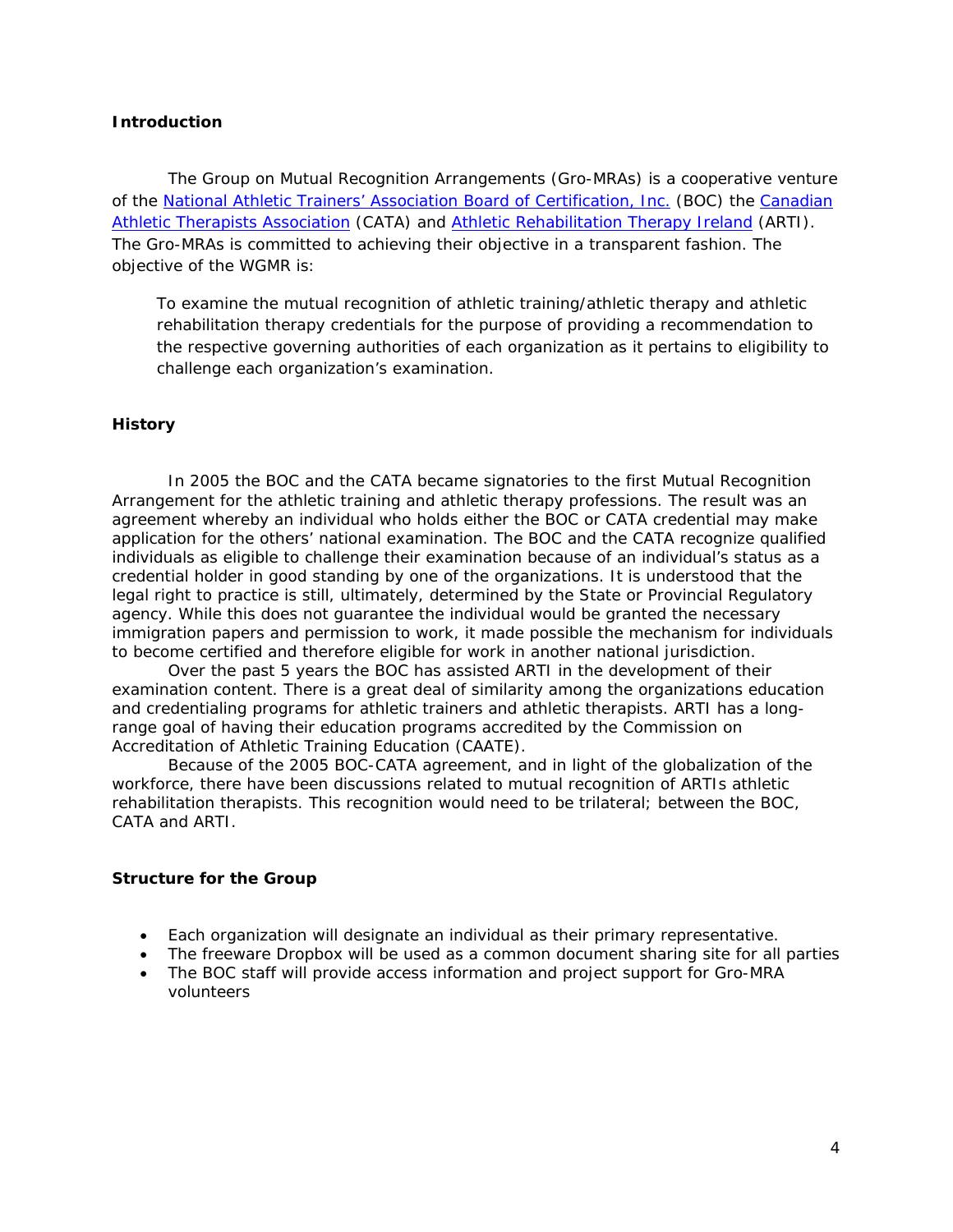**Introduction**

The Group on Mutual Recognition Arrangements (Gro-MRAs) is a cooperative venture of the National Athletic Trainers' Association Board of Certification, Inc. (BOC) the Canadian Athletic Therapists Association (CATA) and Athletic Rehabilitation Therapy Ireland (ARTI). The Gro-MRAs is committed to achieving their objective in a transparent fashion. The objective of the WGMR is:

> To examine the mutual recognition of athletic training/athletic therapy and athletic rehabilitation therapy credentials for the purpose of providing a recommendation to the respective governing authorities of each organization as it pertains to eligibility to challenge each organization's examination.

**History**

In 2005 the BOC and the CATA became signatories to the first Mutual Recognition Arrangement for the athletic training and athletic therapy professions. The result was an agreement whereby an individual who holds either the BOC or CATA credential may make application for the others' national examination. The BOC and the CATA recognize qualified individuals as eligible to challenge their examination because of an individual's status as a credential holder in good standing by one of the organizations. It is understood that the legal right to practice is still, ultimately, determined by the State or Provincial Regulatory agency. While this does not guarantee the individual would be granted the necessary immigration papers and permission to work, it made possible the mechanism for individuals to become certified and therefore eligible for work in another national jurisdiction.

Over the past 5 years the BOC has assisted ARTI in the development of their examination content. There is a great deal of similarity among the organizations education and credentialing programs for athletic trainers and athletic therapists. ARTI has a long-range goal of having their education programs accredited by the Commission on Accreditation of Athletic Training Education (CAATE).

Because of the 2005 BOC-CATA agreement, and in light of the globalization of the workforce, there have been discussions related to mutual recognition of ARTIs athletic rehabilitation therapists. This recognition would need to be trilateral; between the BOC, CATA and ARTI.

**Structure for the Group**

- Each organization will designate an individual as their primary representative.
- The freeware Dropbox will be used as a common document sharing site for all parties
- The BOC staff will provide access information and project support for Gro-MRA volunteers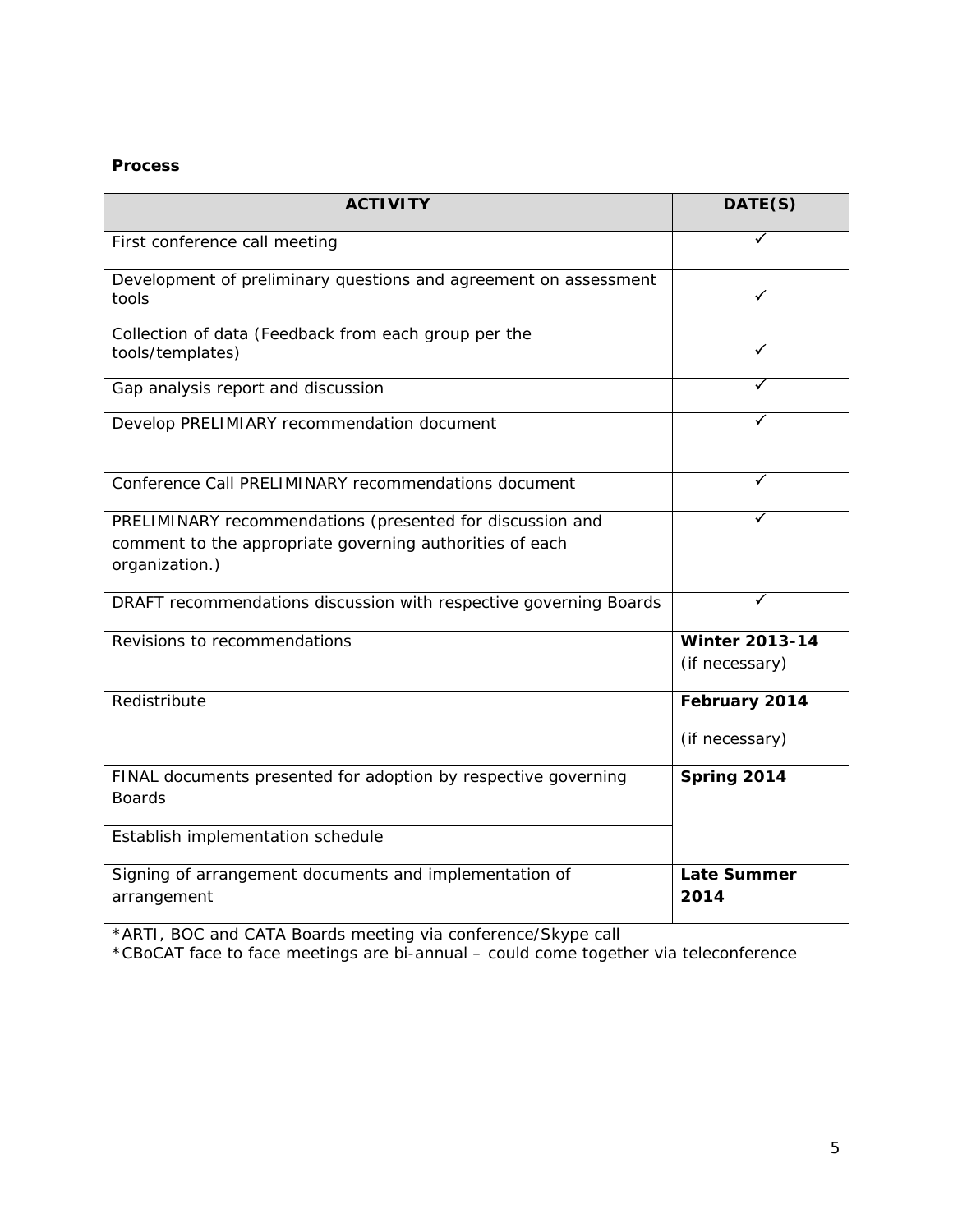**Process**

| ACTIVITY | DATE(S) |
| --- | --- |
| First conference call meeting | ✓ |
| Development of preliminary questions and agreement on assessment tools | ✓ |
| Collection of data (Feedback from each group per the tools/templates) | ✓ |
| Gap analysis report and discussion | ✓ |
| Develop PRELIMIARY recommendation document | ✓ |
| Conference Call PRELIMINARY recommendations document | ✓ |
| PRELIMINARY recommendations (presented for discussion and comment to the appropriate governing authorities of each organization.) | ✓ |
| DRAFT recommendations discussion with respective governing Boards | ✓ |
| Revisions to recommendations | **Winter 2013-14** (if necessary) |
| Redistribute | **February 2014** (if necessary) |
| FINAL documents presented for adoption by respective governing Boards | **Spring 2014** |
| Establish implementation schedule | |
| Signing of arrangement documents and implementation of arrangement | **Late Summer 2014** |

*ARTI, BOC and CATA Boards meeting via conference/Skype call
*CBoCAT face to face meetings are bi-annual – could come together via teleconference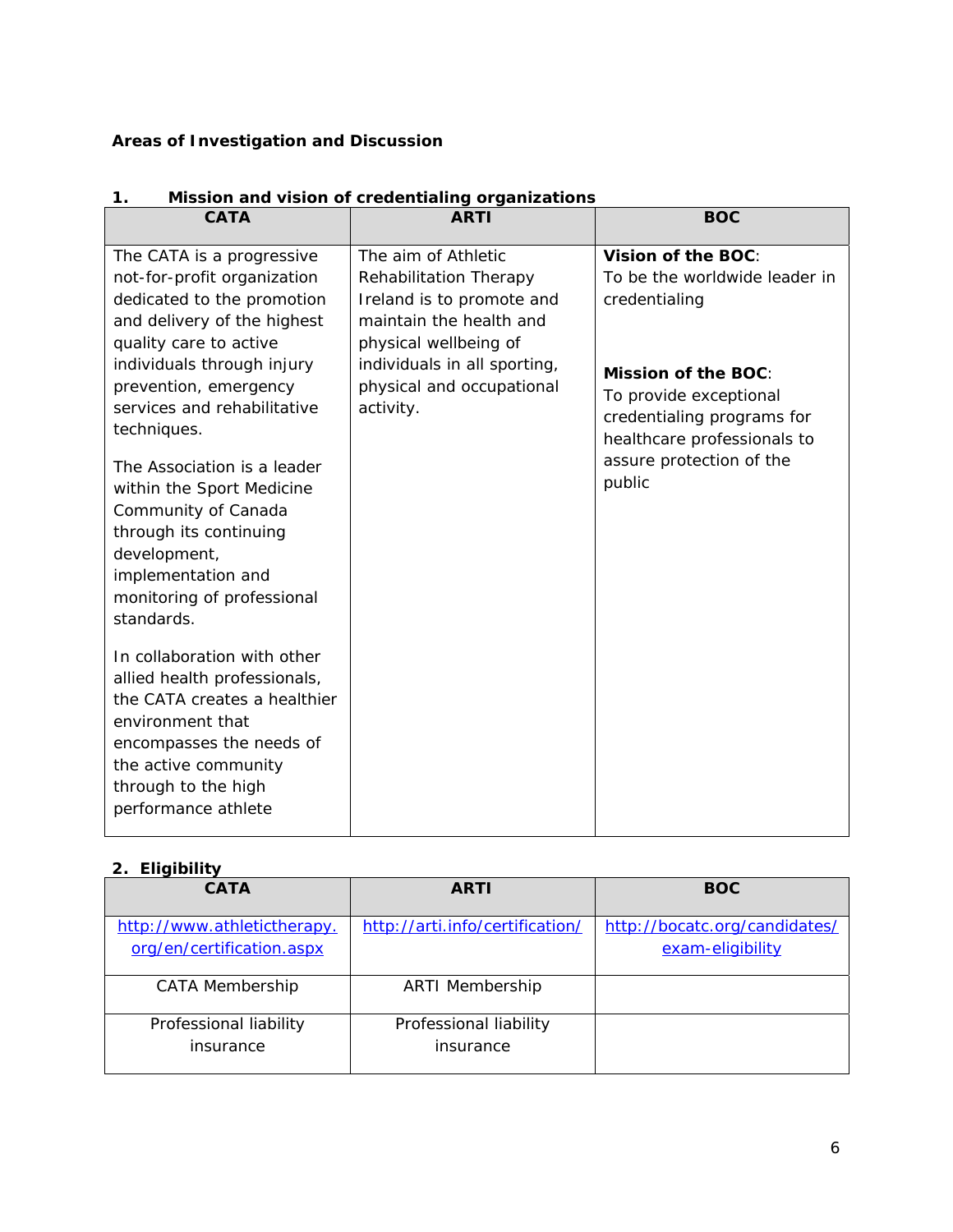**Areas of Investigation and Discussion**

**1. Mission and vision of credentialing organizations**

| CATA | ARTI | BOC |
|---|---|---|
| The CATA is a progressive not-for-profit organization dedicated to the promotion and delivery of the highest quality care to active individuals through injury prevention, emergency services and rehabilitative techniques.<br><br>The Association is a leader within the Sport Medicine Community of Canada through its continuing development, implementation and monitoring of professional standards.<br><br>In collaboration with other allied health professionals, the CATA creates a healthier environment that encompasses the needs of the active community through to the high performance athlete | The aim of Athletic Rehabilitation Therapy Ireland is to promote and maintain the health and physical wellbeing of individuals in all sporting, physical and occupational activity. | **Vision of the BOC**:<br>To be the worldwide leader in credentialing<br><br>**Mission of the BOC**:<br>To provide exceptional credentialing programs for healthcare professionals to assure protection of the public |

**2. Eligibility**

| CATA | ARTI | BOC |
|---|---|---|
| http://www.athletictherapy.org/en/certification.aspx | http://arti.info/certification/ | http://bocatc.org/candidates/exam-eligibility |
| CATA Membership | ARTI Membership | |
| Professional liability insurance | Professional liability insurance | |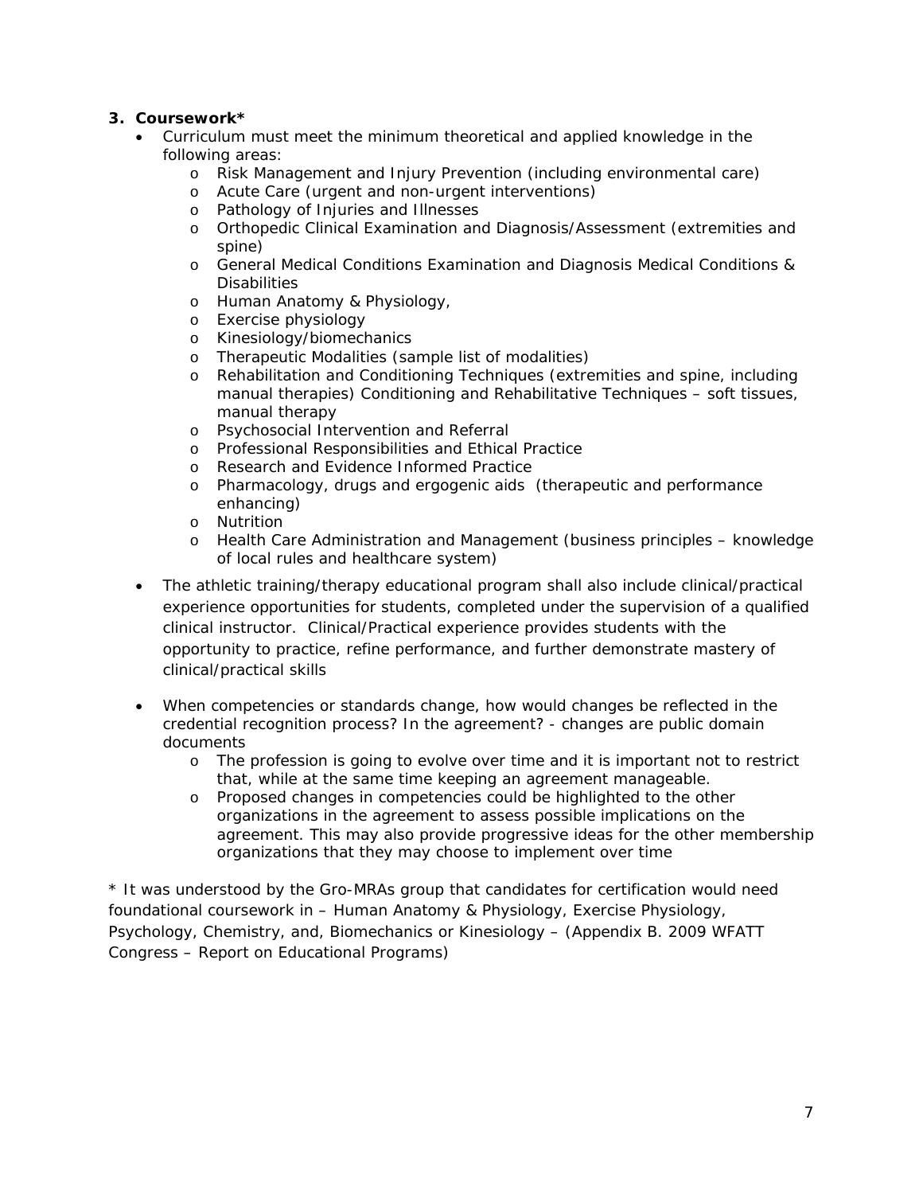**3. Coursework***

- Curriculum must meet the minimum theoretical and applied knowledge in the following areas:
  - Risk Management and Injury Prevention (including environmental care)
  - Acute Care (urgent and non-urgent interventions)
  - Pathology of Injuries and Illnesses
  - Orthopedic Clinical Examination and Diagnosis/Assessment (extremities and spine)
  - General Medical Conditions Examination and Diagnosis Medical Conditions & Disabilities
  - Human Anatomy & Physiology,
  - Exercise physiology
  - Kinesiology/biomechanics
  - Therapeutic Modalities (sample list of modalities)
  - Rehabilitation and Conditioning Techniques (extremities and spine, including manual therapies) Conditioning and Rehabilitative Techniques – soft tissues, manual therapy
  - Psychosocial Intervention and Referral
  - Professional Responsibilities and Ethical Practice
  - Research and Evidence Informed Practice
  - Pharmacology, drugs and ergogenic aids (therapeutic and performance enhancing)
  - Nutrition
  - Health Care Administration and Management (business principles – knowledge of local rules and healthcare system)

- The athletic training/therapy educational program shall also include clinical/practical experience opportunities for students, completed under the supervision of a qualified clinical instructor. Clinical/Practical experience provides students with the opportunity to practice, refine performance, and further demonstrate mastery of clinical/practical skills

- When competencies or standards change, how would changes be reflected in the credential recognition process? In the agreement? - changes are public domain documents
  - The profession is going to evolve over time and it is important not to restrict that, while at the same time keeping an agreement manageable.
  - Proposed changes in competencies could be highlighted to the other organizations in the agreement to assess possible implications on the agreement. This may also provide progressive ideas for the other membership organizations that they may choose to implement over time

* It was understood by the Gro-MRAs group that candidates for certification would need foundational coursework in – Human Anatomy & Physiology, Exercise Physiology, Psychology, Chemistry, and, Biomechanics or Kinesiology – (Appendix B. 2009 WFATT Congress – Report on Educational Programs)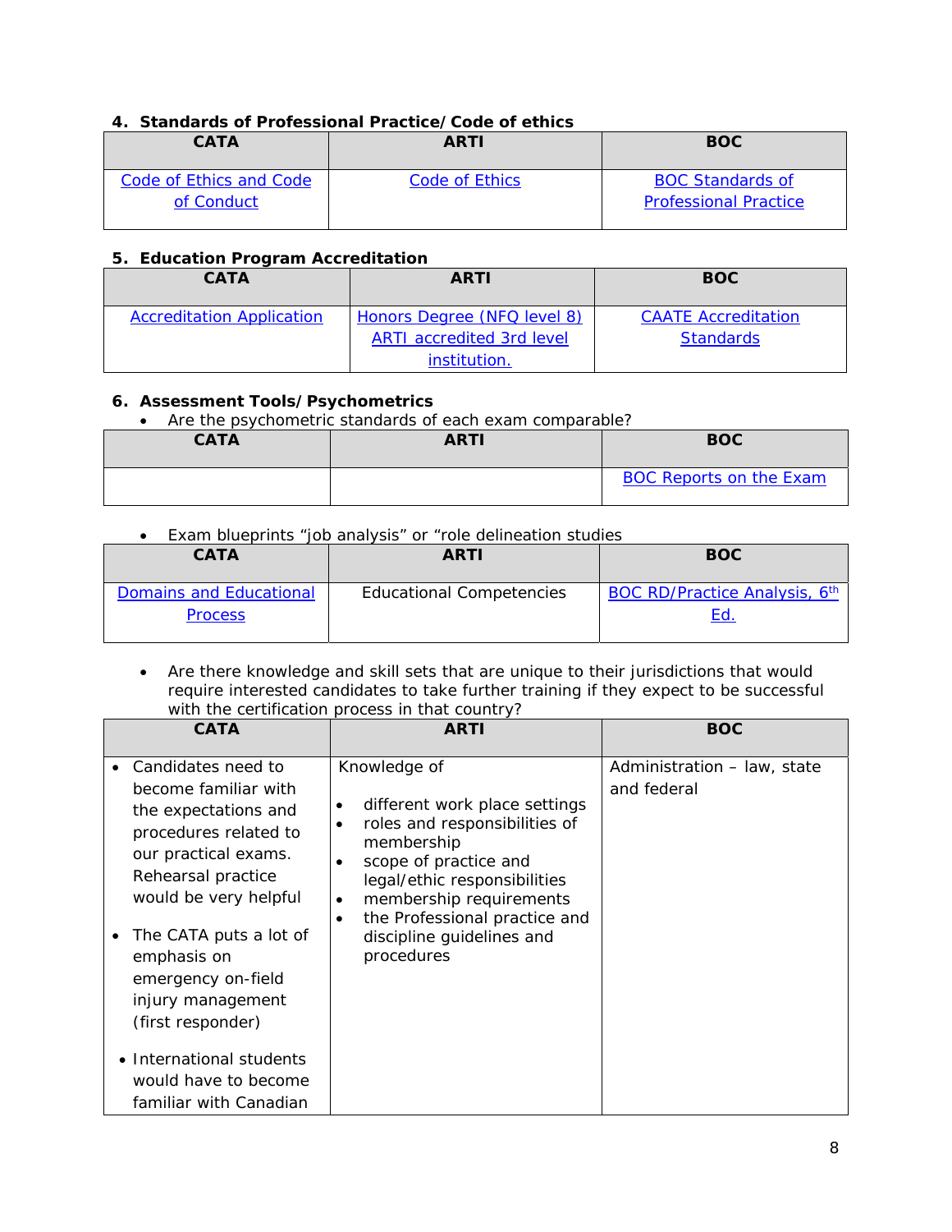## 4. Standards of Professional Practice/Code of ethics

| CATA | ARTI | BOC |
|---|---|---|
| Code of Ethics and Code of Conduct | Code of Ethics | BOC Standards of Professional Practice |

## 5. Education Program Accreditation

| CATA | ARTI | BOC |
|---|---|---|
| Accreditation Application | Honors Degree (NFQ level 8) ARTI accredited 3rd level institution. | CAATE Accreditation Standards |

## 6. Assessment Tools/Psychometrics

- Are the psychometric standards of each exam comparable?

| CATA | ARTI | BOC |
|---|---|---|
| | | BOC Reports on the Exam |

- Exam blueprints "job analysis" or "role delineation studies

| CATA | ARTI | BOC |
|---|---|---|
| Domains and Educational Process | Educational Competencies | BOC RD/Practice Analysis, 6th Ed. |

- Are there knowledge and skill sets that are unique to their jurisdictions that would require interested candidates to take further training if they expect to be successful with the certification process in that country?

| CATA | ARTI | BOC |
|---|---|---|
| • Candidates need to become familiar with the expectations and procedures related to our practical exams. Rehearsal practice would be very helpful<br>• The CATA puts a lot of emphasis on emergency on-field injury management (first responder)<br>• International students would have to become familiar with Canadian | Knowledge of<br>• different work place settings<br>• roles and responsibilities of membership<br>• scope of practice and legal/ethic responsibilities<br>• membership requirements<br>• the Professional practice and discipline guidelines and procedures | Administration – law, state and federal |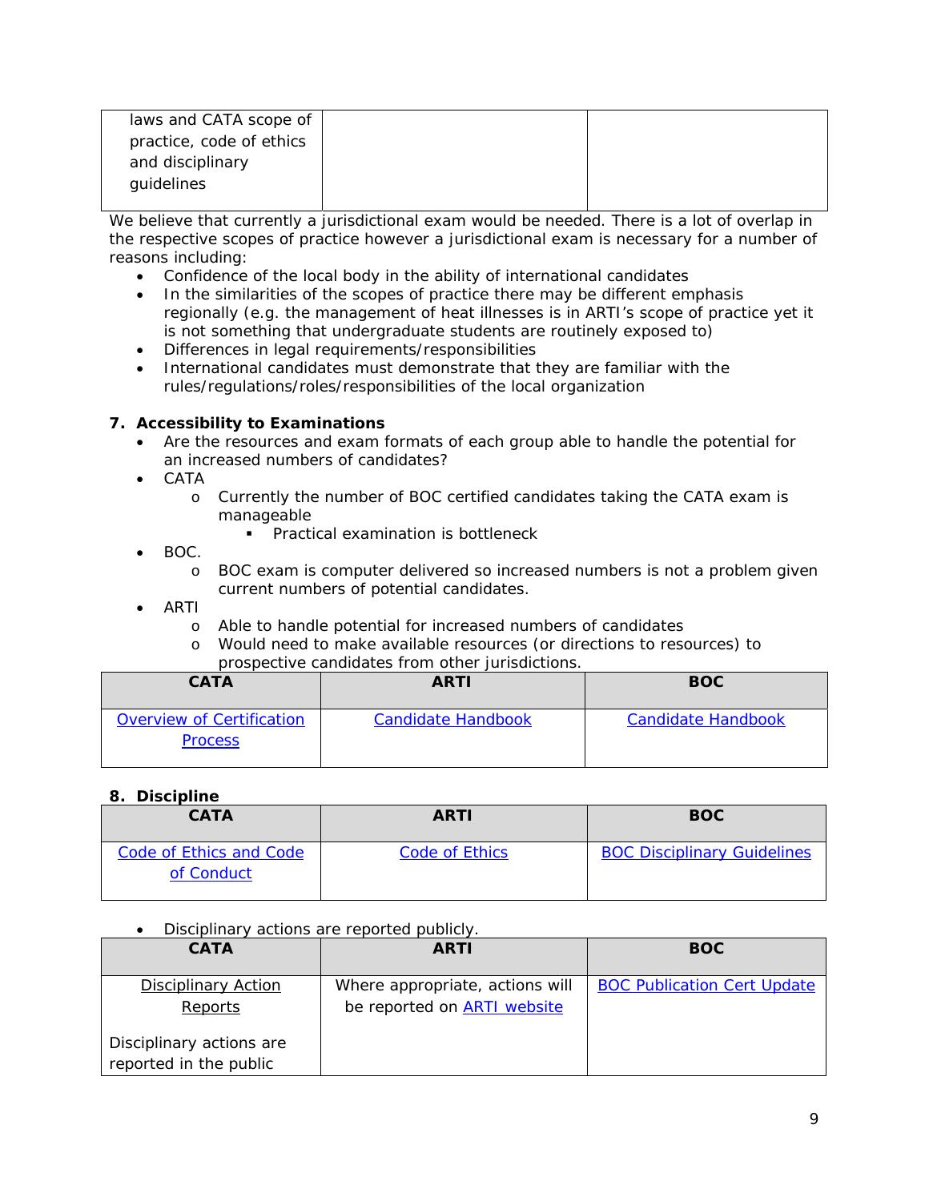| laws and CATA scope of practice, code of ethics and disciplinary guidelines | | |
|---|---|---|

We believe that currently a jurisdictional exam would be needed. There is a lot of overlap in the respective scopes of practice however a jurisdictional exam is necessary for a number of reasons including:

- Confidence of the local body in the ability of international candidates
- In the similarities of the scopes of practice there may be different emphasis regionally (e.g. the management of heat illnesses is in ARTI's scope of practice yet it is not something that undergraduate students are routinely exposed to)
- Differences in legal requirements/responsibilities
- International candidates must demonstrate that they are familiar with the rules/regulations/roles/responsibilities of the local organization

**7. Accessibility to Examinations**

- Are the resources and exam formats of each group able to handle the potential for an increased numbers of candidates?
- CATA
  - Currently the number of BOC certified candidates taking the CATA exam is manageable
    - Practical examination is bottleneck
- BOC.
  - BOC exam is computer delivered so increased numbers is not a problem given current numbers of potential candidates.
- ARTI
  - Able to handle potential for increased numbers of candidates
  - Would need to make available resources (or directions to resources) to prospective candidates from other jurisdictions.

| CATA | ARTI | BOC |
|---|---|---|
| Overview of Certification Process | Candidate Handbook | Candidate Handbook |

**8. Discipline**

| CATA | ARTI | BOC |
|---|---|---|
| Code of Ethics and Code of Conduct | Code of Ethics | BOC Disciplinary Guidelines |

- Disciplinary actions are reported publicly.

| CATA | ARTI | BOC |
|---|---|---|
| Disciplinary Action Reports<br><br>Disciplinary actions are reported in the public | Where appropriate, actions will be reported on ARTI website | BOC Publication Cert Update |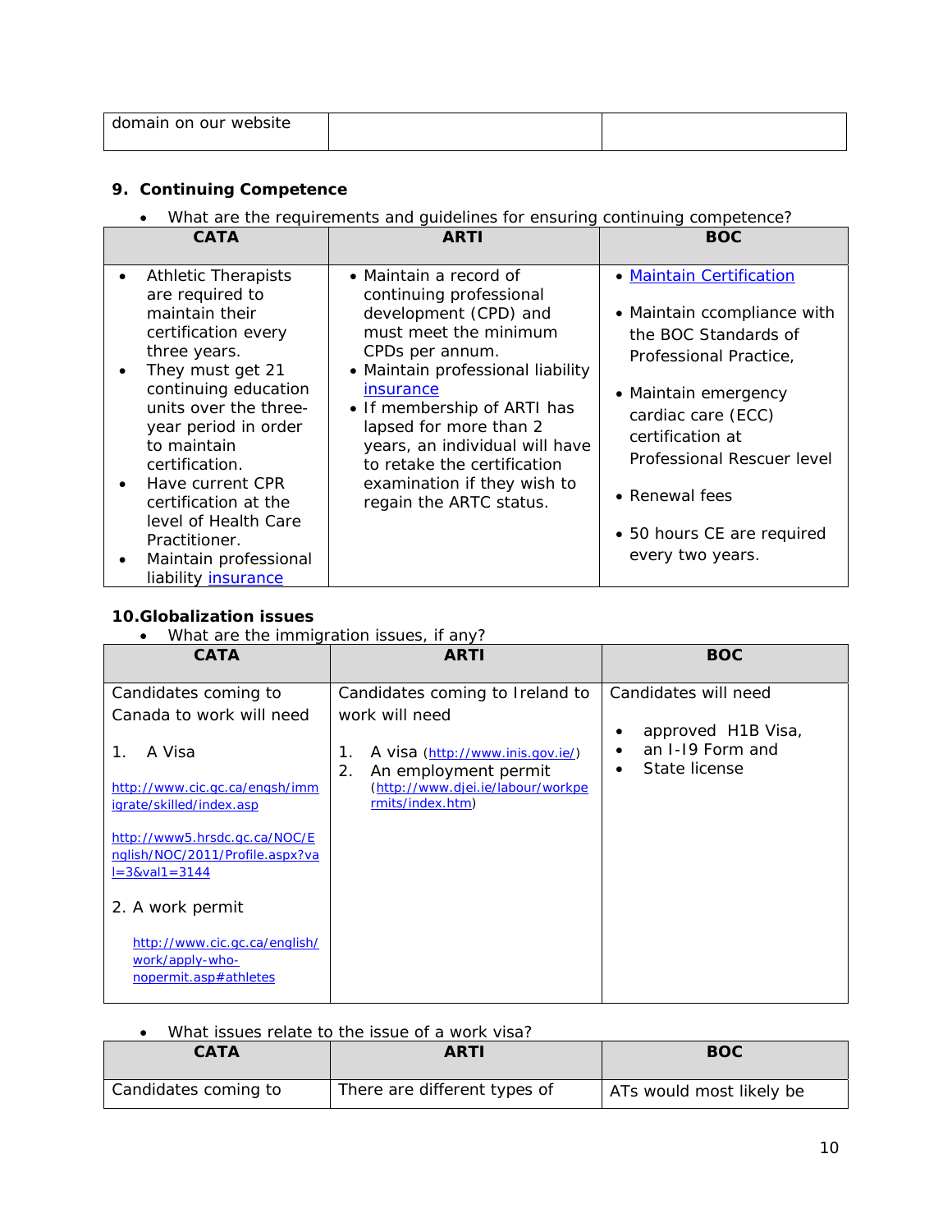| domain on our website | | |
|---|---|---|

## 9. Continuing Competence

- What are the requirements and guidelines for ensuring continuing competence?

| CATA | ARTI | BOC |
|---|---|---|
| • Athletic Therapists are required to maintain their certification every three years.<br>• They must get 21 continuing education units over the three-year period in order to maintain certification.<br>• Have current CPR certification at the level of Health Care Practitioner.<br>• Maintain professional liability insurance | • Maintain a record of continuing professional development (CPD) and must meet the minimum CPDs per annum.<br>• Maintain professional liability insurance<br>• If membership of ARTI has lapsed for more than 2 years, an individual will have to retake the certification examination if they wish to regain the ARTC status. | • Maintain Certification<br>• Maintain ccompliance with the BOC Standards of Professional Practice,<br>• Maintain emergency cardiac care (ECC) certification at Professional Rescuer level<br>• Renewal fees<br>• 50 hours CE are required every two years. |

## 10.Globalization issues

- What are the immigration issues, if any?

| CATA | ARTI | BOC |
|---|---|---|
| Candidates coming to Canada to work will need<br><br>1. A Visa<br><br>http://www.cic.gc.ca/engsh/immigrate/skilled/index.asp<br><br>http://www5.hrsdc.gc.ca/NOC/English/NOC/2011/Profile.aspx?val=3&val1=3144<br><br>2. A work permit<br><br>http://www.cic.gc.ca/english/work/apply-who-nopermit.asp#athletes | Candidates coming to Ireland to work will need<br><br>1. A visa (http://www.inis.gov.ie/)<br>2. An employment permit (http://www.djei.ie/labour/workpermits/index.htm) | Candidates will need<br><br>• approved H1B Visa,<br>• an I-19 Form and<br>• State license |

- What issues relate to the issue of a work visa?

| CATA | ARTI | BOC |
|---|---|---|
| Candidates coming to | There are different types of | ATs would most likely be |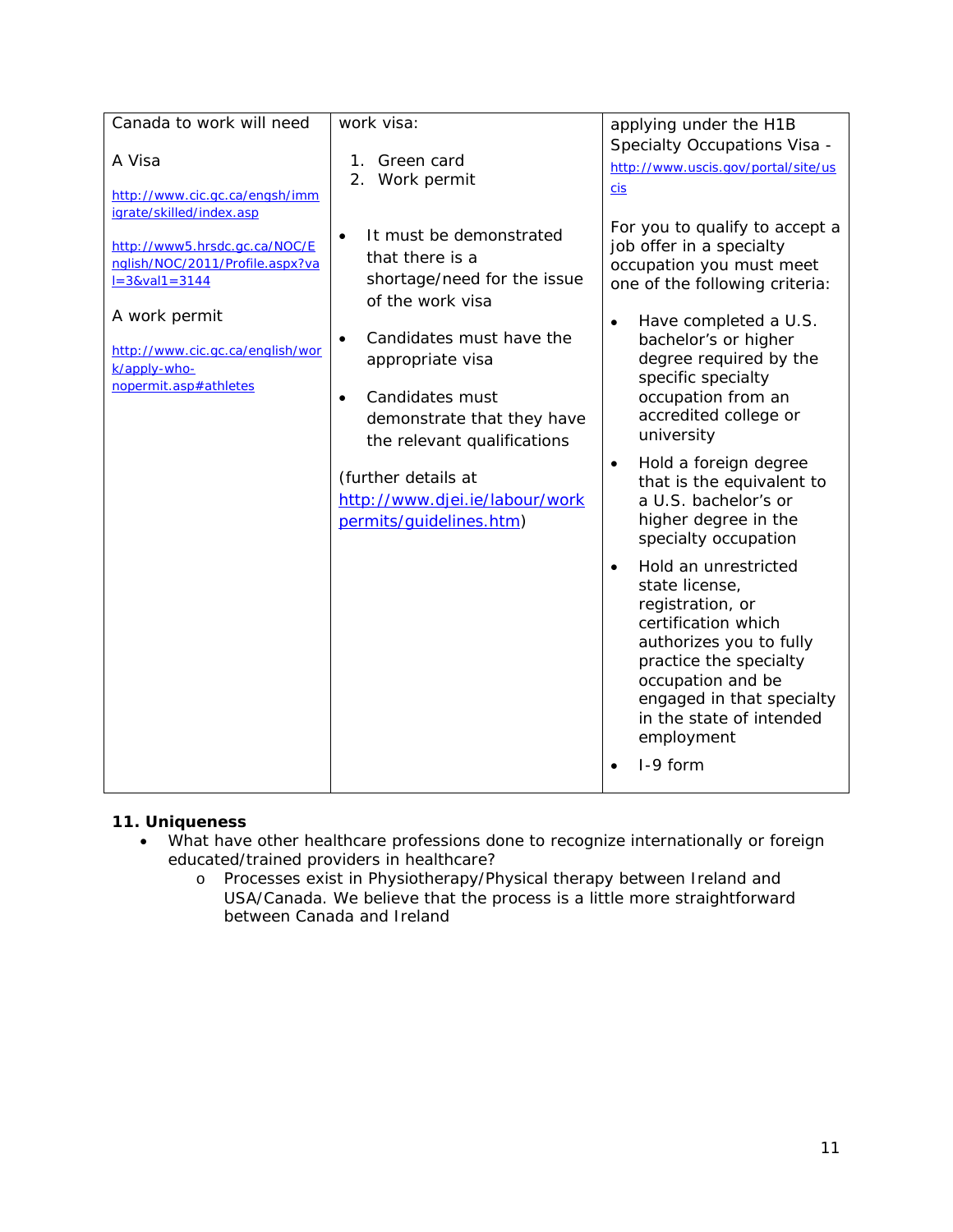| Canada to work will need<br><br>A Visa<br><br>http://www.cic.gc.ca/engsh/immigrate/skilled/index.asp<br><br>http://www5.hrsdc.gc.ca/NOC/English/NOC/2011/Profile.aspx?val=3&val1=3144<br><br>A work permit<br><br>http://www.cic.gc.ca/english/work/apply-who-nopermit.asp#athletes | work visa:<br><br>1. Green card<br>2. Work permit<br><br>• It must be demonstrated that there is a shortage/need for the issue of the work visa<br><br>• Candidates must have the appropriate visa<br><br>• Candidates must demonstrate that they have the relevant qualifications<br><br>(further details at http://www.djei.ie/labour/workpermits/guidelines.htm) | applying under the H1B Specialty Occupations Visa - http://www.uscis.gov/portal/site/uscis<br><br>For you to qualify to accept a job offer in a specialty occupation you must meet one of the following criteria:<br><br>• Have completed a U.S. bachelor's or higher degree required by the specific specialty occupation from an accredited college or university<br><br>• Hold a foreign degree that is the equivalent to a U.S. bachelor's or higher degree in the specialty occupation<br><br>• Hold an unrestricted state license, registration, or certification which authorizes you to fully practice the specialty occupation and be engaged in that specialty in the state of intended employment<br><br>• I-9 form |
|---|---|---|

**11. Uniqueness**

- What have other healthcare professions done to recognize internationally or foreign educated/trained providers in healthcare?
  - Processes exist in Physiotherapy/Physical therapy between Ireland and USA/Canada. We believe that the process is a little more straightforward between Canada and Ireland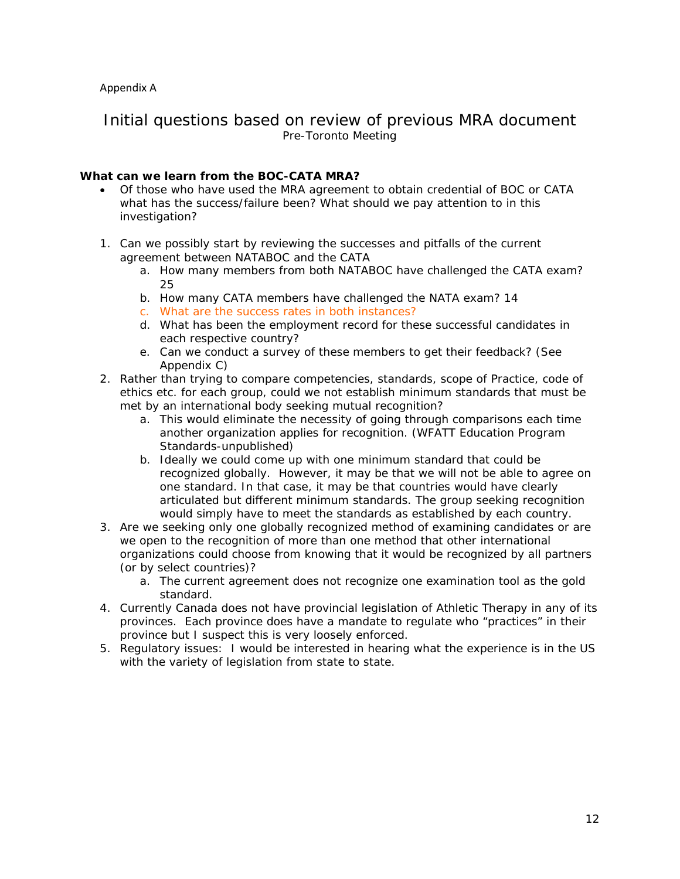Appendix A

# Initial questions based on review of previous MRA document

Pre-Toronto Meeting

**What can we learn from the BOC-CATA MRA?**

- Of those who have used the MRA agreement to obtain credential of BOC or CATA what has the success/failure been? What should we pay attention to in this investigation?

1. Can we possibly start by reviewing the successes and pitfalls of the current agreement between NATABOC and the CATA
    a. How many members from both NATABOC have challenged the CATA exam? 25
    b. How many CATA members have challenged the NATA exam? 14
    c. What are the success rates in both instances?
    d. What has been the employment record for these successful candidates in each respective country?
    e. Can we conduct a survey of these members to get their feedback? (See Appendix C)
2. Rather than trying to compare competencies, standards, scope of Practice, code of ethics etc. for each group, could we not establish minimum standards that must be met by an international body seeking mutual recognition?
    a. This would eliminate the necessity of going through comparisons each time another organization applies for recognition. (WFATT Education Program Standards-unpublished)
    b. Ideally we could come up with one minimum standard that could be recognized globally. However, it may be that we will not be able to agree on one standard. In that case, it may be that countries would have clearly articulated but different minimum standards. The group seeking recognition would simply have to meet the standards as established by each country.
3. Are we seeking only one globally recognized method of examining candidates or are we open to the recognition of more than one method that other international organizations could choose from knowing that it would be recognized by all partners (or by select countries)?
    a. The current agreement does not recognize one examination tool as the gold standard.
4. Currently Canada does not have provincial legislation of Athletic Therapy in any of its provinces. Each province does have a mandate to regulate who "practices" in their province but I suspect this is very loosely enforced.
5. Regulatory issues: I would be interested in hearing what the experience is in the US with the variety of legislation from state to state.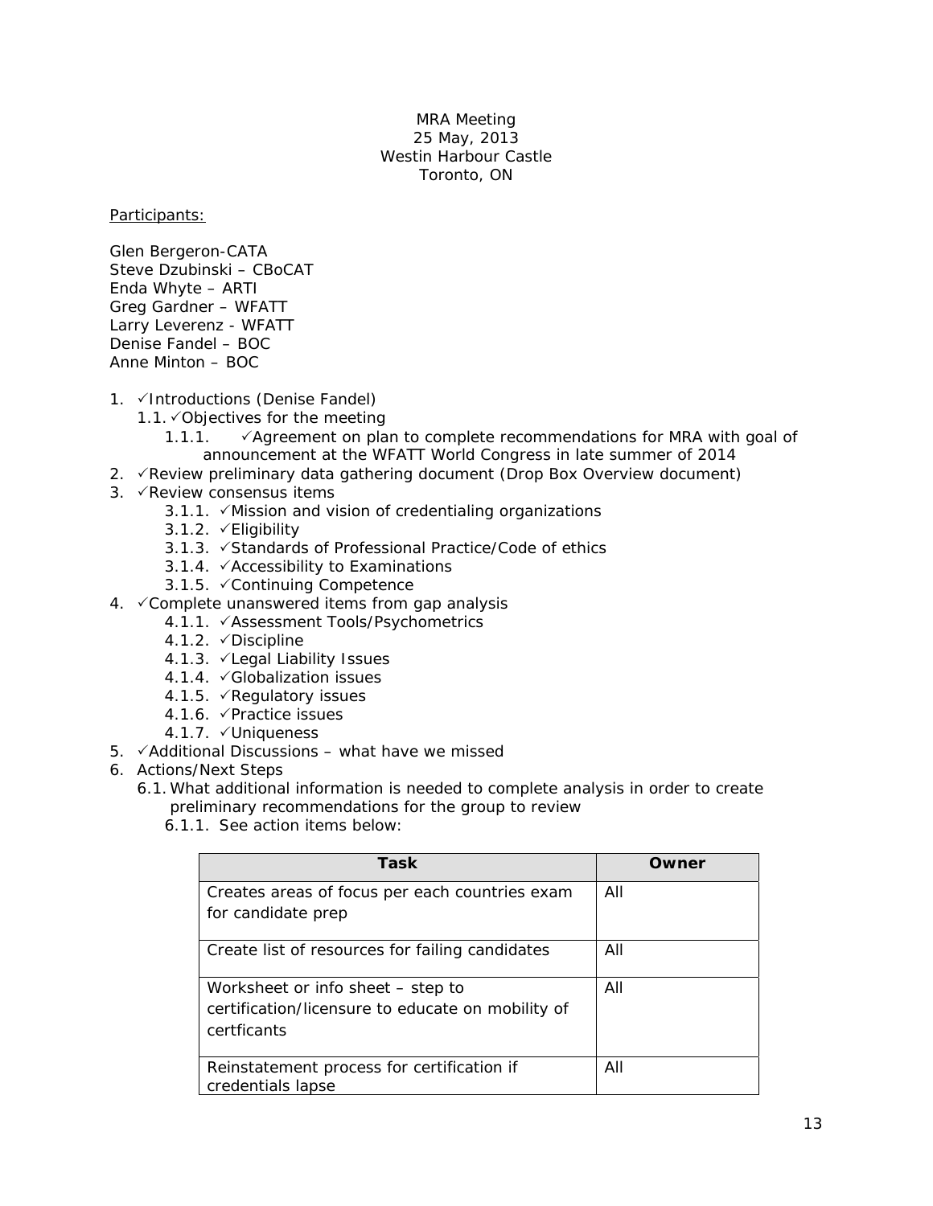MRA Meeting
25 May, 2013
Westin Harbour Castle
Toronto, ON

Participants:

Glen Bergeron-CATA
Steve Dzubinski – CBoCAT
Enda Whyte – ARTI
Greg Gardner – WFATT
Larry Leverenz - WFATT
Denise Fandel – BOC
Anne Minton – BOC

1. ✓Introductions (Denise Fandel)
   - 1.1. ✓Objectives for the meeting
     - 1.1.1. ✓Agreement on plan to complete recommendations for MRA with goal of announcement at the WFATT World Congress in late summer of 2014
2. ✓Review preliminary data gathering document (Drop Box Overview document)
3. ✓Review consensus items
   - 3.1.1. ✓Mission and vision of credentialing organizations
   - 3.1.2. ✓Eligibility
   - 3.1.3. ✓Standards of Professional Practice/Code of ethics
   - 3.1.4. ✓Accessibility to Examinations
   - 3.1.5. ✓Continuing Competence
4. ✓Complete unanswered items from gap analysis
   - 4.1.1. ✓Assessment Tools/Psychometrics
   - 4.1.2. ✓Discipline
   - 4.1.3. ✓Legal Liability Issues
   - 4.1.4. ✓Globalization issues
   - 4.1.5. ✓Regulatory issues
   - 4.1.6. ✓Practice issues
   - 4.1.7. ✓Uniqueness
5. ✓Additional Discussions – what have we missed
6. Actions/Next Steps
   - 6.1. What additional information is needed to complete analysis in order to create preliminary recommendations for the group to review
     - 6.1.1. See action items below:

| Task | Owner |
|---|---|
| Creates areas of focus per each countries exam for candidate prep | All |
| Create list of resources for failing candidates | All |
| Worksheet or info sheet – step to certification/licensure to educate on mobility of certficants | All |
| Reinstatement process for certification if credentials lapse | All |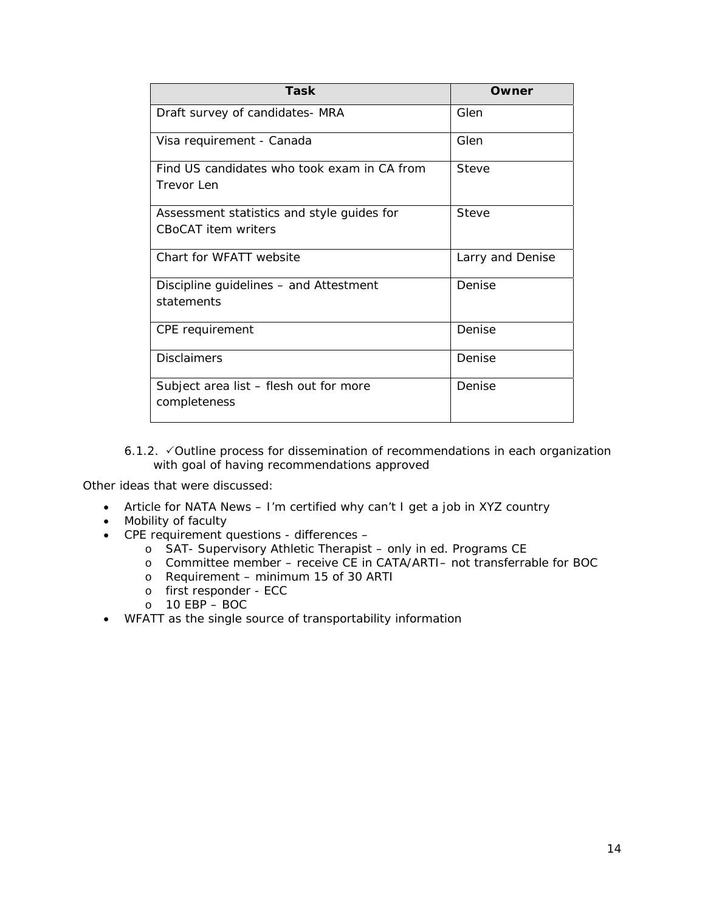| Task | Owner |
|---|---|
| Draft survey of candidates- MRA | Glen |
| Visa requirement - Canada | Glen |
| Find US candidates who took exam in CA from Trevor Len | Steve |
| Assessment statistics and style guides for CBoCAT item writers | Steve |
| Chart for WFATT website | Larry and Denise |
| Discipline guidelines – and Attestment statements | Denise |
| CPE requirement | Denise |
| Disclaimers | Denise |
| Subject area list – flesh out for more completeness | Denise |

6.1.2. ✓Outline process for dissemination of recommendations in each organization with goal of having recommendations approved

Other ideas that were discussed:

- Article for NATA News – I'm certified why can't I get a job in XYZ country
- Mobility of faculty
- CPE requirement questions - differences –
    - SAT- Supervisory Athletic Therapist – only in ed. Programs CE
    - Committee member – receive CE in CATA/ARTI– not transferrable for BOC
    - Requirement – minimum 15 of 30 ARTI
    - first responder - ECC
    - 10 EBP – BOC
- WFATT as the single source of transportability information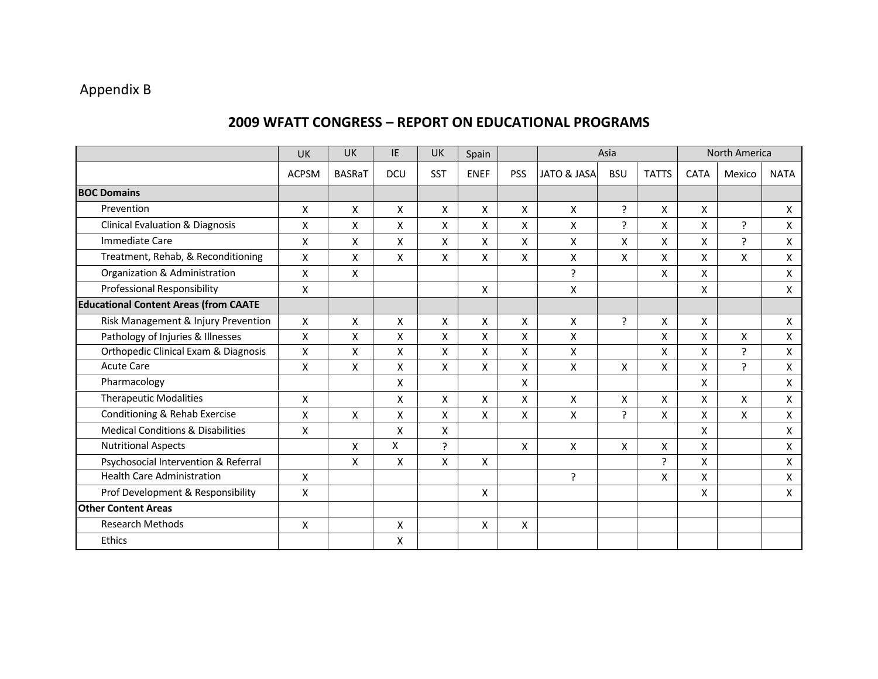Appendix B

## 2009 WFATT CONGRESS – REPORT ON EDUCATIONAL PROGRAMS

| | UK | UK | IE | UK | Spain | | Asia | | | North America | | |
|---|---|---|---|---|---|---|---|---|---|---|---|---|
| | ACPSM | BASRaT | DCU | SST | ENEF | PSS | JATO & JASA | BSU | TATTS | CATA | Mexico | NATA |
| **BOC Domains** | | | | | | | | | | | | |
| Prevention | X | X | X | X | X | X | X | ? | X | X | | X |
| Clinical Evaluation & Diagnosis | X | X | X | X | X | X | X | ? | X | X | ? | X |
| Immediate Care | X | X | X | X | X | X | X | X | X | X | ? | X |
| Treatment, Rehab, & Reconditioning | X | X | X | X | X | X | X | X | X | X | X | X |
| Organization & Administration | X | X | | | | | ? | | X | X | | X |
| Professional Responsibility | X | | | | X | | X | | | X | | X |
| **Educational Content Areas (from CAATE** | | | | | | | | | | | | |
| Risk Management & Injury Prevention | X | X | X | X | X | X | X | ? | X | X | | X |
| Pathology of Injuries & Illnesses | X | X | X | X | X | X | X | | X | X | X | X |
| Orthopedic Clinical Exam & Diagnosis | X | X | X | X | X | X | X | | X | X | ? | X |
| Acute Care | X | X | X | X | X | X | X | X | X | X | ? | X |
| Pharmacology | | | X | | | X | | | | X | | X |
| Therapeutic Modalities | X | | X | X | X | X | X | X | X | X | X | X |
| Conditioning & Rehab Exercise | X | X | X | X | X | X | X | ? | X | X | X | X |
| Medical Conditions & Disabilities | X | | X | X | | | | | | X | | X |
| Nutritional Aspects | | X | X | ? | | X | X | X | X | X | | X |
| Psychosocial Intervention & Referral | | X | X | X | X | | | | ? | X | | X |
| Health Care Administration | X | | | | | | ? | | X | X | | X |
| Prof Development & Responsibility | X | | | | X | | | | | X | | X |
| **Other Content Areas** | | | | | | | | | | | | |
| Research Methods | X | | X | | X | X | | | | | | |
| Ethics | | | X | | | | | | | | | |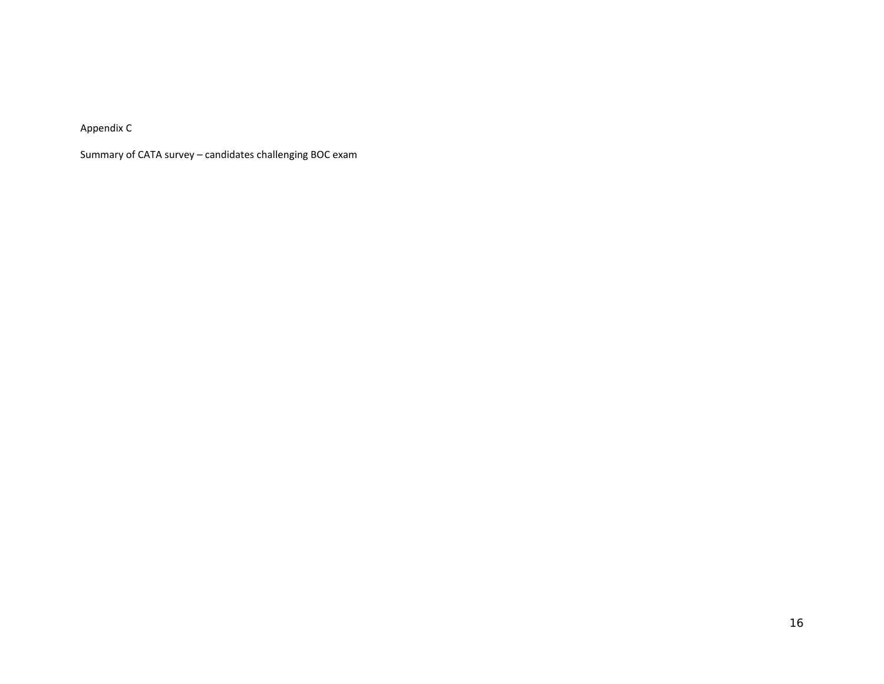Appendix C

Summary of CATA survey – candidates challenging BOC exam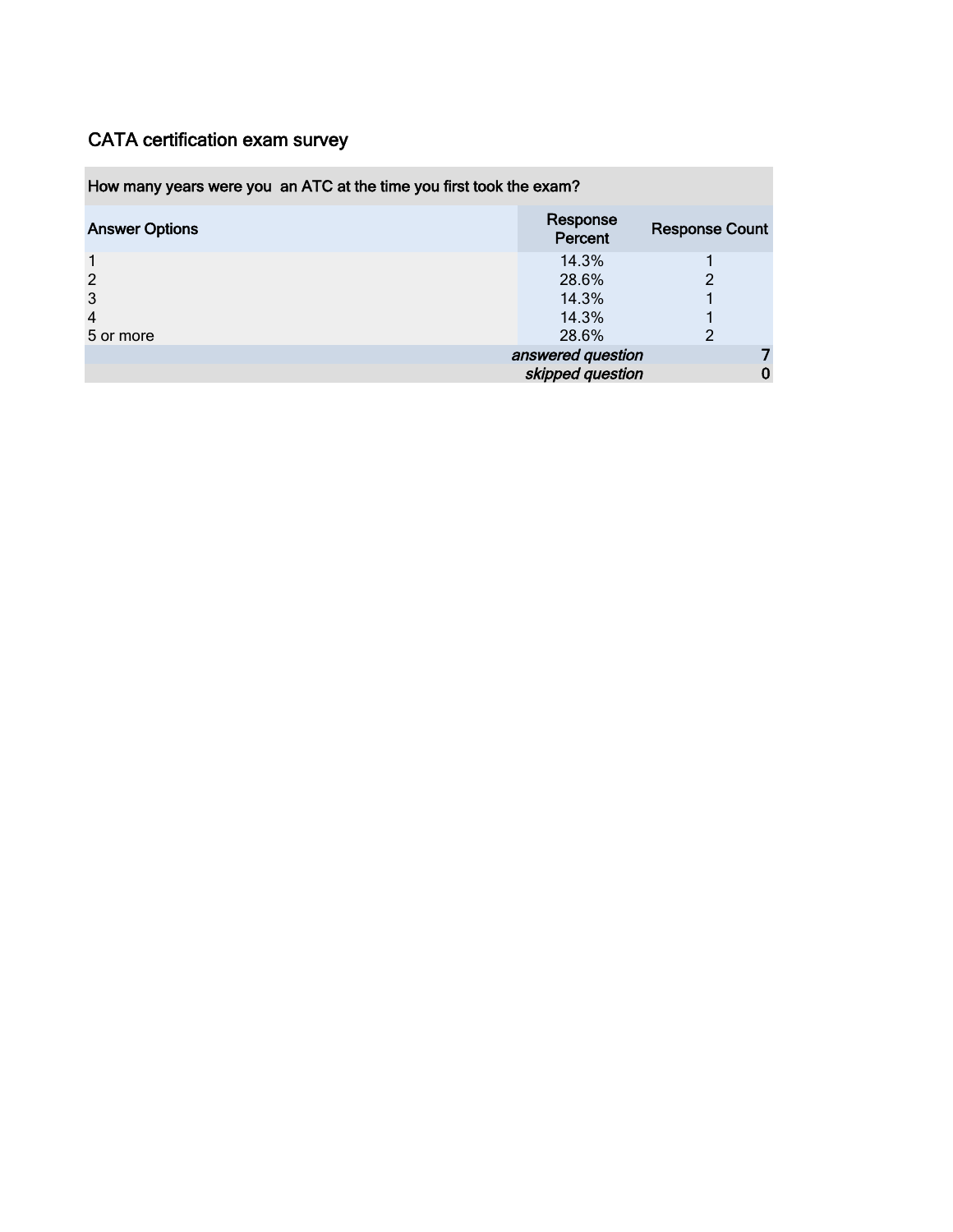## CATA certification exam survey

| How many years were you  an ATC at the time you first took the exam? | | |
|---|---|---|
| Answer Options | Response Percent | Response Count |
| 1 | 14.3% | 1 |
| 2 | 28.6% | 2 |
| 3 | 14.3% | 1 |
| 4 | 14.3% | 1 |
| 5 or more | 28.6% | 2 |
| | *answered question* | 7 |
| | *skipped question* | 0 |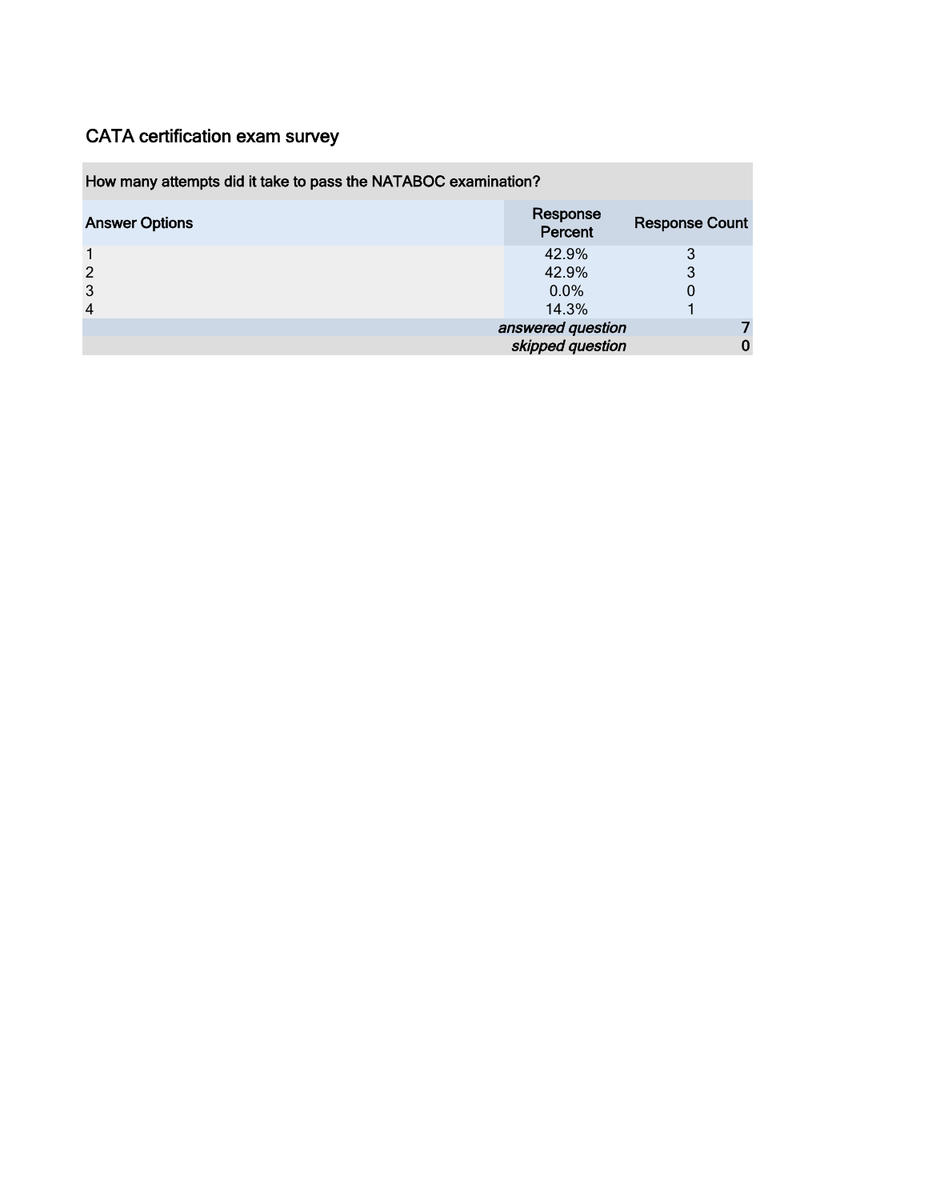# CATA certification exam survey

| How many attempts did it take to pass the NATABOC examination? | | |
|---|---|---|
| Answer Options | Response Percent | Response Count |
| 1 | 42.9% | 3 |
| 2 | 42.9% | 3 |
| 3 | 0.0% | 0 |
| 4 | 14.3% | 1 |
| | *answered question* | 7 |
| | *skipped question* | 0 |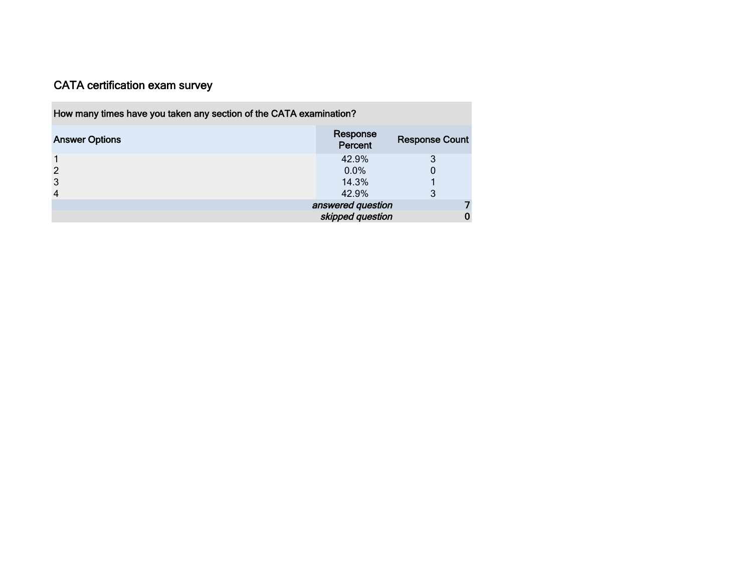## CATA certification exam survey

| How many times have you taken any section of the CATA examination? | | |
|---|---|---|
| Answer Options | Response Percent | Response Count |
| 1 | 42.9% | 3 |
| 2 | 0.0% | 0 |
| 3 | 14.3% | 1 |
| 4 | 42.9% | 3 |
| | *answered question* | 7 |
| | *skipped question* | 0 |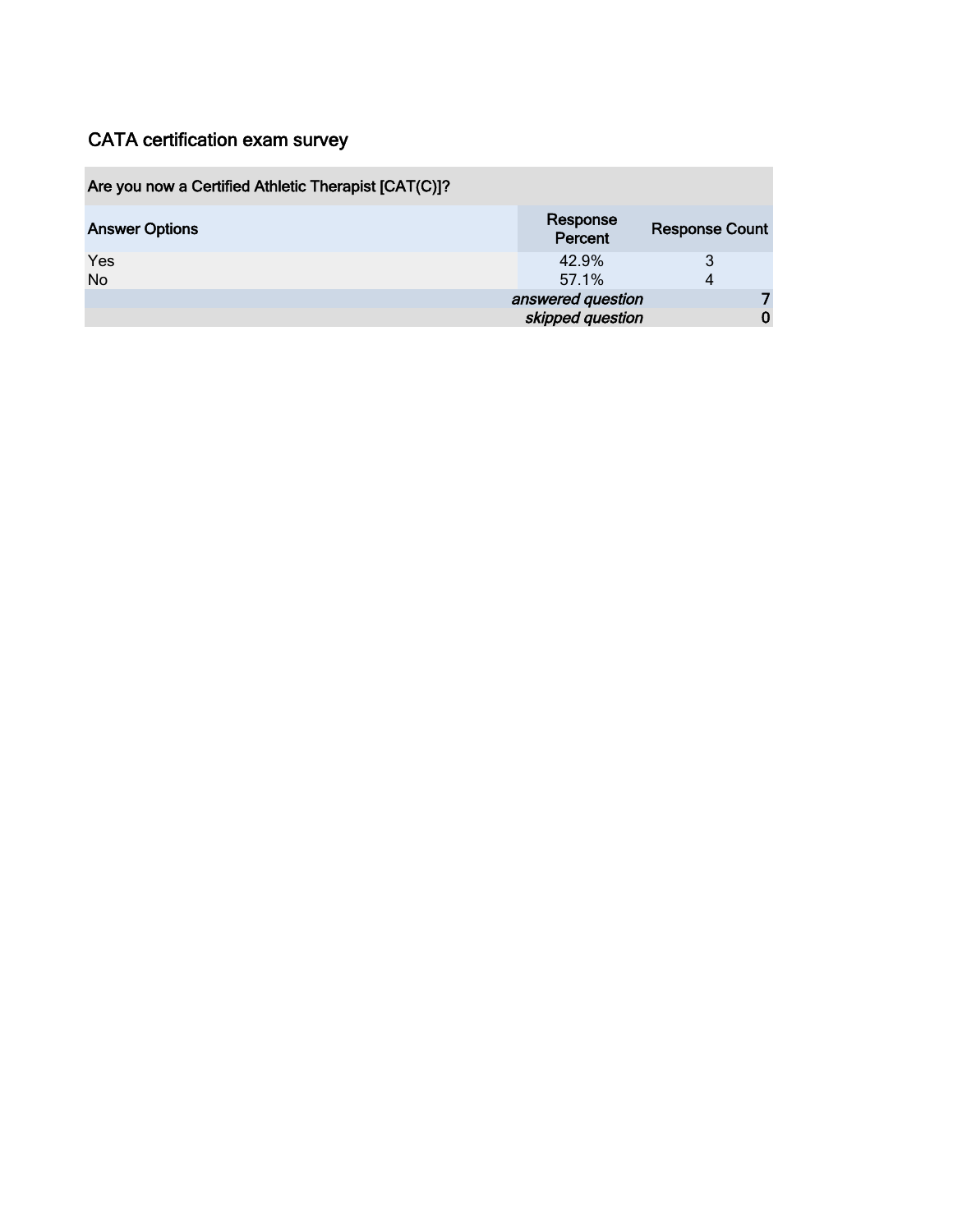# CATA certification exam survey

| Are you now a Certified Athletic Therapist [CAT(C)]? | | |
|---|---|---|
| Answer Options | Response Percent | Response Count |
| Yes | 42.9% | 3 |
| No | 57.1% | 4 |
| | *answered question* | 7 |
| | *skipped question* | 0 |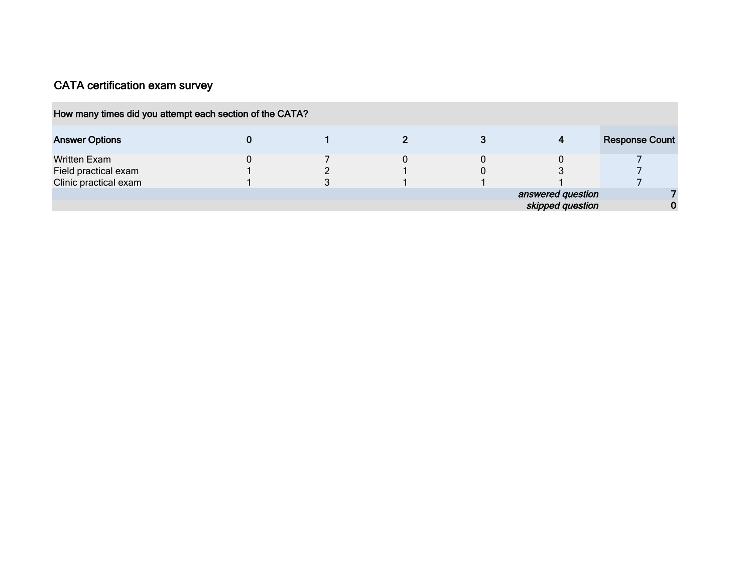## CATA certification exam survey

| How many times did you attempt each section of the CATA? | | | | | | |
|---|---|---|---|---|---|---|
| **Answer Options** | **0** | **1** | **2** | **3** | **4** | **Response Count** |
| Written Exam | 0 | 7 | 0 | 0 | 0 | 7 |
| Field practical exam | 1 | 2 | 1 | 0 | 3 | 7 |
| Clinic practical exam | 1 | 3 | 1 | 1 | 1 | 7 |
| | | | | | *answered question* | **7** |
| | | | | | *skipped question* | **0** |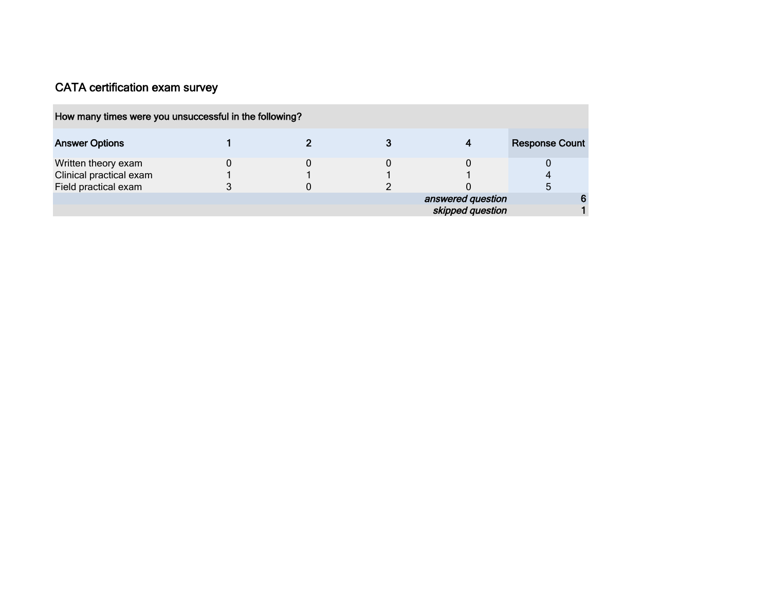## CATA certification exam survey

| How many times were you unsuccessful in the following? | | | | | |
|---|---|---|---|---|---|
| **Answer Options** | **1** | **2** | **3** | **4** | **Response Count** |
| Written theory exam | 0 | 0 | 0 | 0 | 0 |
| Clinical practical exam | 1 | 1 | 1 | 1 | 4 |
| Field practical exam | 3 | 0 | 2 | 0 | 5 |
| | | | | *answered question* | 6 |
| | | | | *skipped question* | 1 |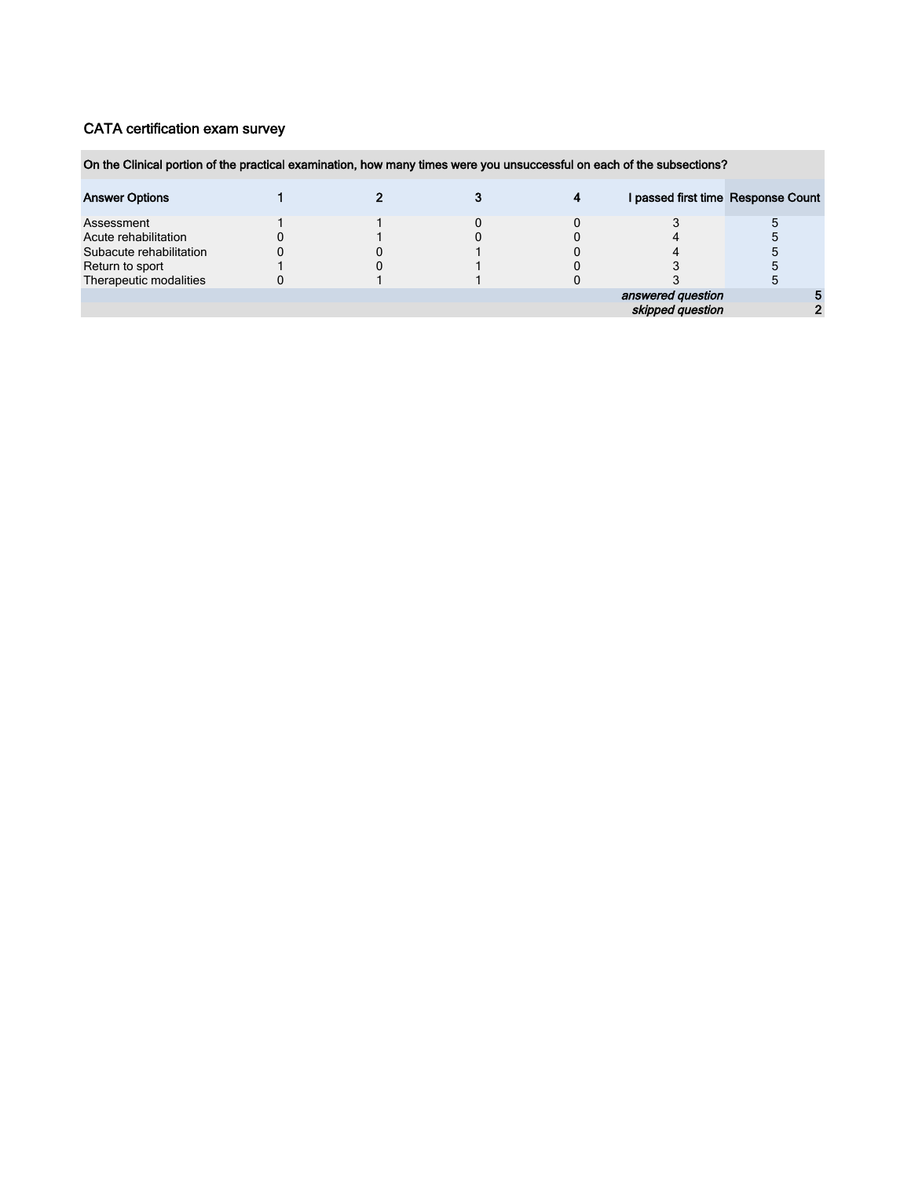CATA certification exam survey

| On the Clinical portion of the practical examination, how many times were you unsuccessful on each of the subsections? | | | | | | |
|---|---|---|---|---|---|---|
| **Answer Options** | **1** | **2** | **3** | **4** | **I passed first time** | **Response Count** |
| Assessment | 1 | 1 | 0 | 0 | 3 | 5 |
| Acute rehabilitation | 0 | 1 | 0 | 0 | 4 | 5 |
| Subacute rehabilitation | 0 | 0 | 1 | 0 | 4 | 5 |
| Return to sport | 1 | 0 | 1 | 0 | 3 | 5 |
| Therapeutic modalities | 0 | 1 | 1 | 0 | 3 | 5 |
| | | | | | *answered question* | **5** |
| | | | | | *skipped question* | **2** |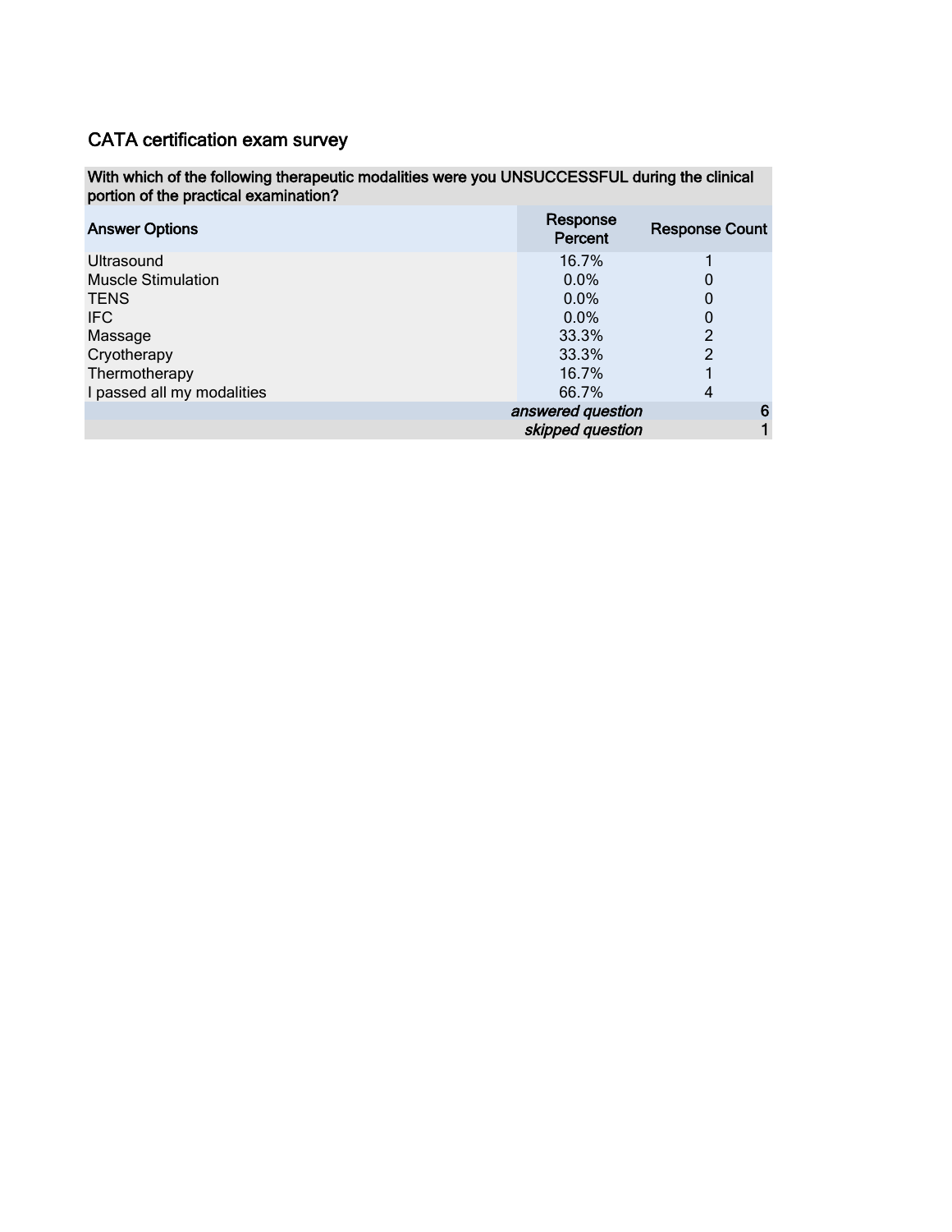# CATA certification exam survey

| With which of the following therapeutic modalities were you UNSUCCESSFUL during the clinical portion of the practical examination? | | |
|---|---|---|
| Answer Options | Response Percent | Response Count |
| Ultrasound | 16.7% | 1 |
| Muscle Stimulation | 0.0% | 0 |
| TENS | 0.0% | 0 |
| IFC | 0.0% | 0 |
| Massage | 33.3% | 2 |
| Cryotherapy | 33.3% | 2 |
| Thermotherapy | 16.7% | 1 |
| I passed all my modalities | 66.7% | 4 |
| | *answered question* | 6 |
| | *skipped question* | 1 |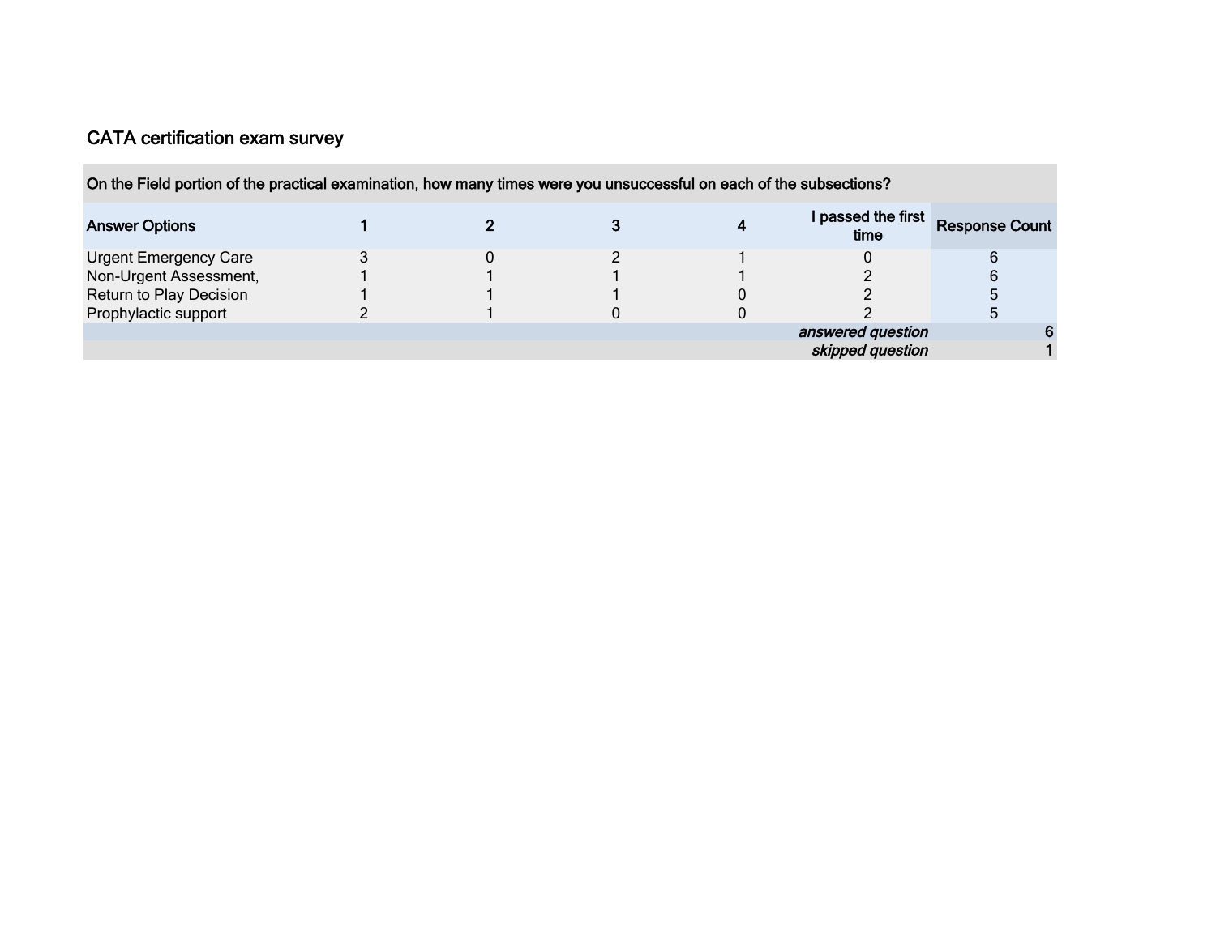## CATA certification exam survey

| On the Field portion of the practical examination, how many times were you unsuccessful on each of the subsections? | | | | | | |
|---|---|---|---|---|---|---|
| **Answer Options** | **1** | **2** | **3** | **4** | **I passed the first time** | **Response Count** |
| Urgent Emergency Care | 3 | 0 | 2 | 1 | 0 | 6 |
| Non-Urgent Assessment, | 1 | 1 | 1 | 1 | 2 | 6 |
| Return to Play Decision | 1 | 1 | 1 | 0 | 2 | 5 |
| Prophylactic support | 2 | 1 | 0 | 0 | 2 | 5 |
| | | | | | *answered question* | 6 |
| | | | | | *skipped question* | 1 |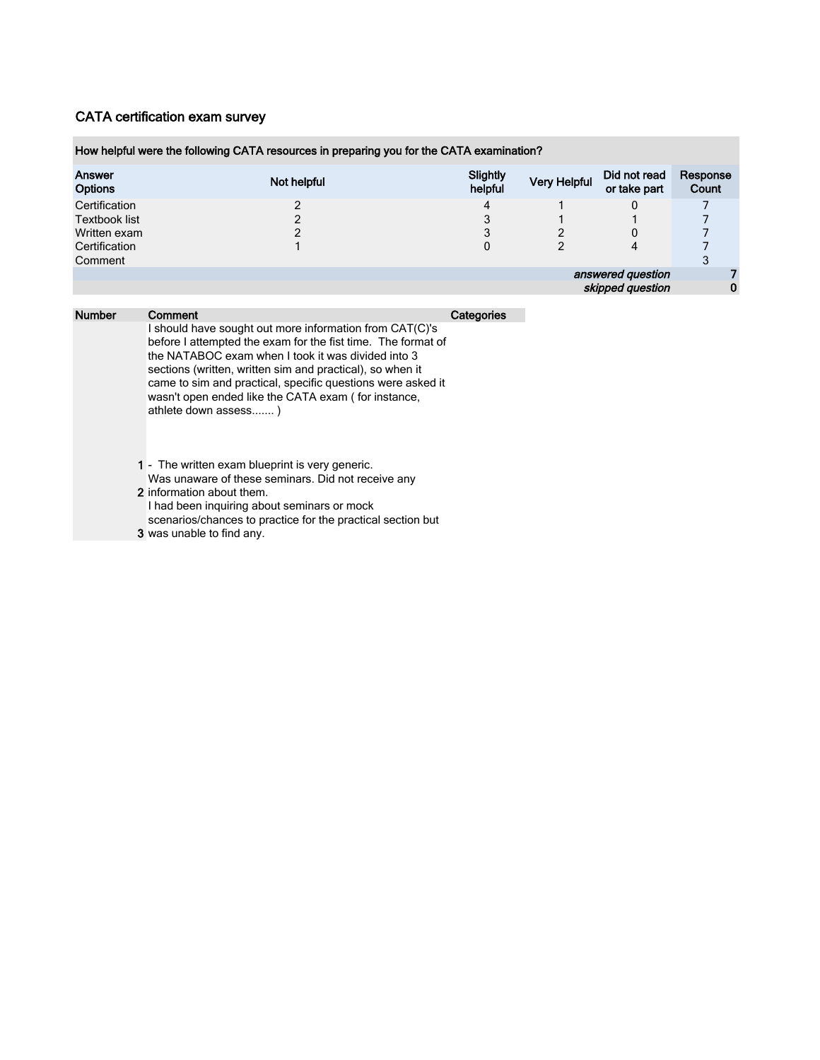## CATA certification exam survey

| How helpful were the following CATA resources in preparing you for the CATA examination? | | | | | |
|---|---|---|---|---|---|
| Answer Options | Not helpful | Slightly helpful | Very Helpful | Did not read or take part | Response Count |
| Certification | 2 | 4 | 1 | 0 | 7 |
| Textbook list | 2 | 3 | 1 | 1 | 7 |
| Written exam | 2 | 3 | 2 | 0 | 7 |
| Certification | 1 | 0 | 2 | 4 | 7 |
| Comment | | | | | 3 |
| | | | | *answered question* | 7 |
| | | | | *skipped question* | 0 |

| Number | Comment | Categories |
|---|---|---|
| 1 | I should have sought out more information from CAT(C)'s before I attempted the exam for the fist time. The format of the NATABOC exam when I took it was divided into 3 sections (written, written sim and practical), so when it came to sim and practical, specific questions were asked it wasn't open ended like the CATA exam ( for instance, athlete down assess....... ) - The written exam blueprint is very generic. | |
| 2 | Was unaware of these seminars. Did not receive any information about them. | |
| 3 | I had been inquiring about seminars or mock scenarios/chances to practice for the practical section but was unable to find any. | |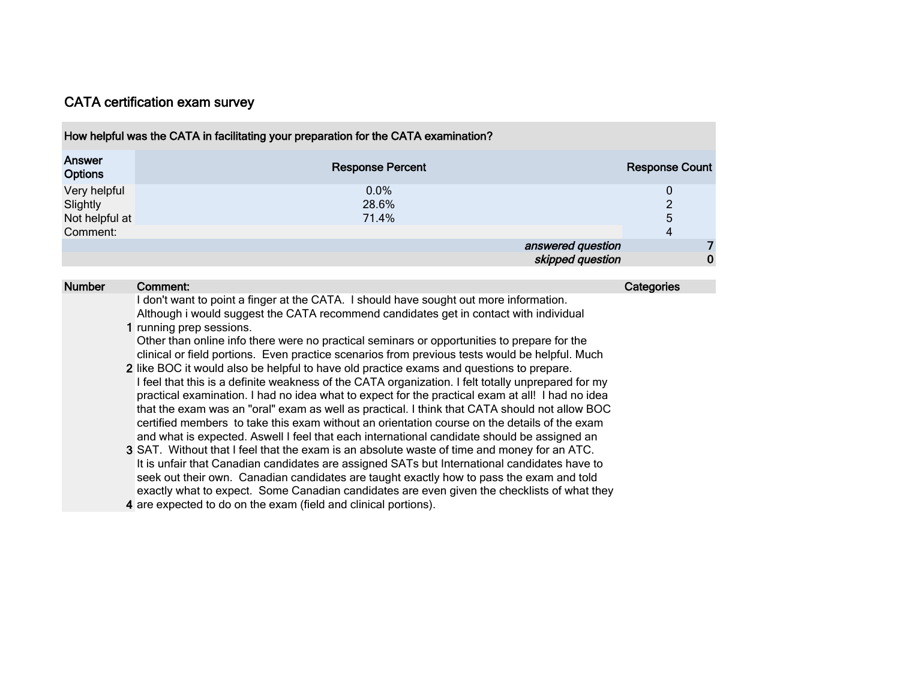## CATA certification exam survey

| How helpful was the CATA in facilitating your preparation for the CATA examination? | | |
|---|---|---|
| Answer Options | Response Percent | Response Count |
| Very helpful | 0.0% | 0 |
| Slightly | 28.6% | 2 |
| Not helpful at | 71.4% | 5 |
| Comment: | | 4 |
| | *answered question* | 7 |
| | *skipped question* | 0 |

| Number | Comment: | Categories |
|---|---|---|
| 1 | I don't want to point a finger at the CATA. I should have sought out more information. Although i would suggest the CATA recommend candidates get in contact with individual running prep sessions. | |
| 2 | Other than online info there were no practical seminars or opportunities to prepare for the clinical or field portions. Even practice scenarios from previous tests would be helpful. Much like BOC it would also be helpful to have old practice exams and questions to prepare. | |
| 3 | I feel that this is a definite weakness of the CATA organization. I felt totally unprepared for my practical examination. I had no idea what to expect for the practical exam at all! I had no idea that the exam was an "oral" exam as well as practical. I think that CATA should not allow BOC certified members to take this exam without an orientation course on the details of the exam and what is expected. Aswell I feel that each international candidate should be assigned an SAT. Without that I feel that the exam is an absolute waste of time and money for an ATC. | |
| 4 | It is unfair that Canadian candidates are assigned SATs but International candidates have to seek out their own. Canadian candidates are taught exactly how to pass the exam and told exactly what to expect. Some Canadian candidates are even given the checklists of what they are expected to do on the exam (field and clinical portions). | |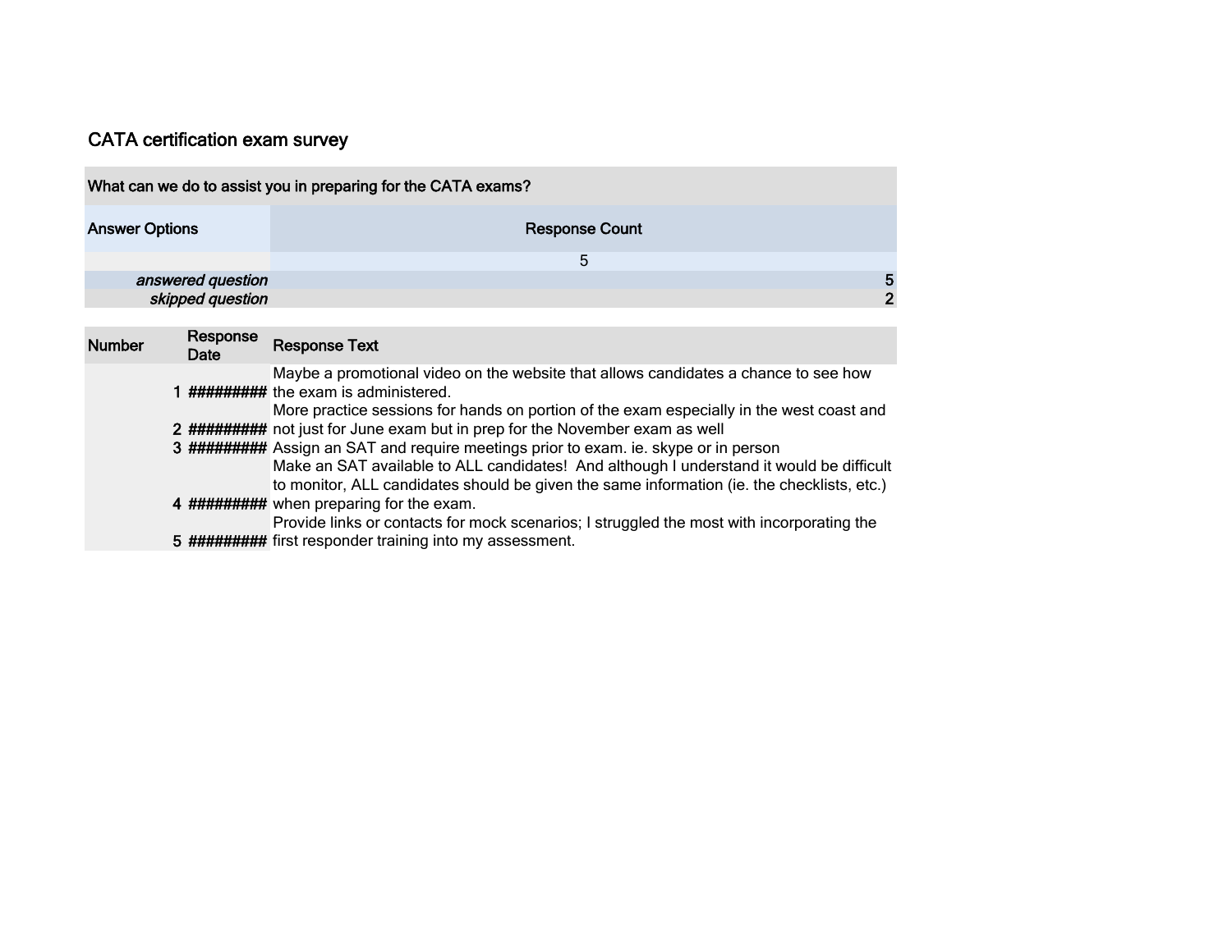# CATA certification exam survey

| What can we do to assist you in preparing for the CATA exams? | |
|---|---|
| **Answer Options** | **Response Count** |
| | 5 |
| *answered question* | 5 |
| *skipped question* | 2 |

| Number | Response Date | Response Text |
|---|---|---|
| 1 | ######### | Maybe a promotional video on the website that allows candidates a chance to see how the exam is administered. |
| 2 | ######### | More practice sessions for hands on portion of the exam especially in the west coast and not just for June exam but in prep for the November exam as well |
| 3 | ######### | Assign an SAT and require meetings prior to exam. ie. skype or in person |
| 4 | ######### | Make an SAT available to ALL candidates!  And although I understand it would be difficult to monitor, ALL candidates should be given the same information (ie. the checklists, etc.) when preparing for the exam. |
| 5 | ######### | Provide links or contacts for mock scenarios; I struggled the most with incorporating the first responder training into my assessment. |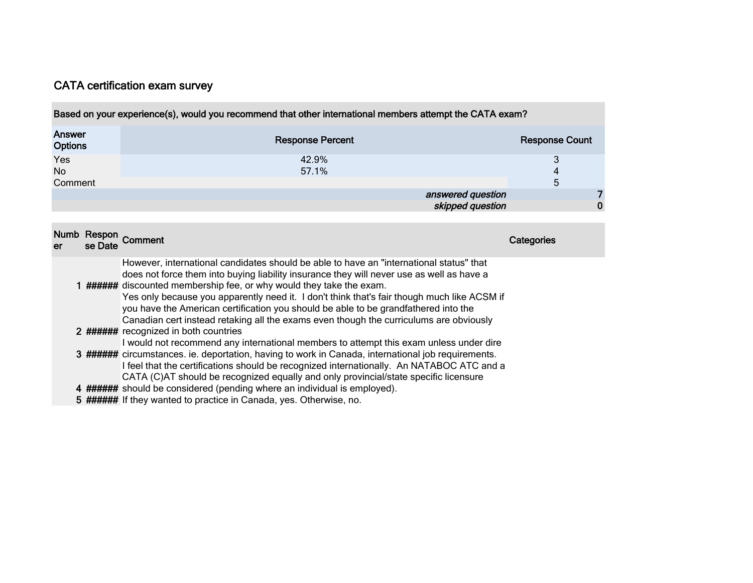## CATA certification exam survey

| Based on your experience(s), would you recommend that other international members attempt the CATA exam? | | |
|---|---|---|
| Answer Options | Response Percent | Response Count |
| Yes | 42.9% | 3 |
| No | 57.1% | 4 |
| Comment | | 5 |
| | *answered question* | 7 |
| | *skipped question* | 0 |

| Number | Response Date | Comment | Categories |
|---|---|---|---|
| 1 | ###### | However, international candidates should be able to have an "international status" that does not force them into buying liability insurance they will never use as well as have a discounted membership fee, or why would they take the exam. | |
| 2 | ###### | Yes only because you apparently need it. I don't think that's fair though much like ACSM if you have the American certification you should be able to be grandfathered into the Canadian cert instead retaking all the exams even though the curriculums are obviously recognized in both countries | |
| 3 | ###### | I would not recommend any international members to attempt this exam unless under dire circumstances. ie. deportation, having to work in Canada, international job requirements. | |
| 4 | ###### | I feel that the certifications should be recognized internationally. An NATABOC ATC and a CATA (C)AT should be recognized equally and only provincial/state specific licensure should be considered (pending where an individual is employed). | |
| 5 | ###### | If they wanted to practice in Canada, yes. Otherwise, no. | |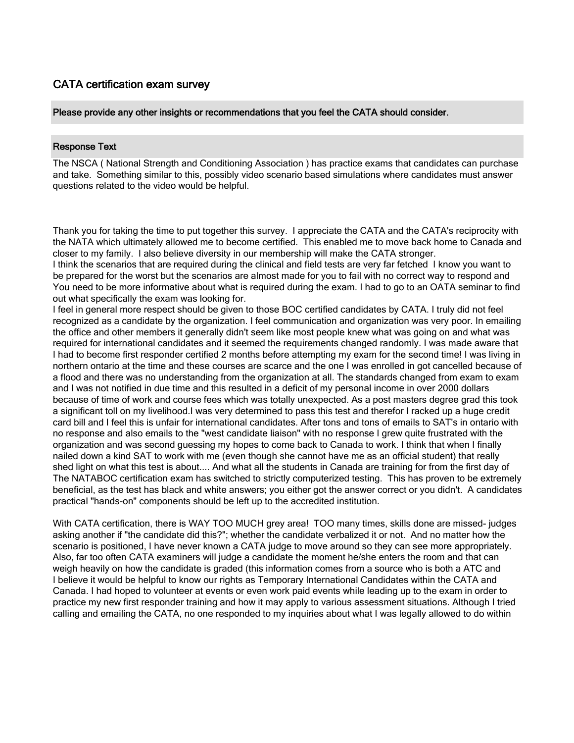## CATA certification exam survey

### Please provide any other insights or recommendations that you feel the CATA should consider.

### Response Text

The NSCA ( National Strength and Conditioning Association ) has practice exams that candidates can purchase and take. Something similar to this, possibly video scenario based simulations where candidates must answer questions related to the video would be helpful.

Thank you for taking the time to put together this survey. I appreciate the CATA and the CATA's reciprocity with the NATA which ultimately allowed me to become certified. This enabled me to move back home to Canada and closer to my family. I also believe diversity in our membership will make the CATA stronger.

I think the scenarios that are required during the clinical and field tests are very far fetched I know you want to be prepared for the worst but the scenarios are almost made for you to fail with no correct way to respond and

You need to be more informative about what is required during the exam. I had to go to an OATA seminar to find out what specifically the exam was looking for.

I feel in general more respect should be given to those BOC certified candidates by CATA. I truly did not feel recognized as a candidate by the organization. I feel communication and organization was very poor. In emailing the office and other members it generally didn't seem like most people knew what was going on and what was required for international candidates and it seemed the requirements changed randomly. I was made aware that I had to become first responder certified 2 months before attempting my exam for the second time! I was living in northern ontario at the time and these courses are scarce and the one I was enrolled in got cancelled because of a flood and there was no understanding from the organization at all. The standards changed from exam to exam and I was not notified in due time and this resulted in a deficit of my personal income in over 2000 dollars because of time of work and course fees which was totally unexpected. As a post masters degree grad this took a significant toll on my livelihood.I was very determined to pass this test and therefor I racked up a huge credit card bill and I feel this is unfair for international candidates. After tons and tons of emails to SAT's in ontario with no response and also emails to the "west candidate liaison" with no response I grew quite frustrated with the organization and was second guessing my hopes to come back to Canada to work. I think that when I finally nailed down a kind SAT to work with me (even though she cannot have me as an official student) that really shed light on what this test is about.... And what all the students in Canada are training for from the first day of

The NATABOC certification exam has switched to strictly computerized testing. This has proven to be extremely beneficial, as the test has black and white answers; you either got the answer correct or you didn't. A candidates practical "hands-on" components should be left up to the accredited institution.

With CATA certification, there is WAY TOO MUCH grey area! TOO many times, skills done are missed- judges asking another if "the candidate did this?"; whether the candidate verbalized it or not. And no matter how the scenario is positioned, I have never known a CATA judge to move around so they can see more appropriately. Also, far too often CATA examiners will judge a candidate the moment he/she enters the room and that can weigh heavily on how the candidate is graded (this information comes from a source who is both a ATC and

I believe it would be helpful to know our rights as Temporary International Candidates within the CATA and Canada. I had hoped to volunteer at events or even work paid events while leading up to the exam in order to practice my new first responder training and how it may apply to various assessment situations. Although I tried calling and emailing the CATA, no one responded to my inquiries about what I was legally allowed to do within